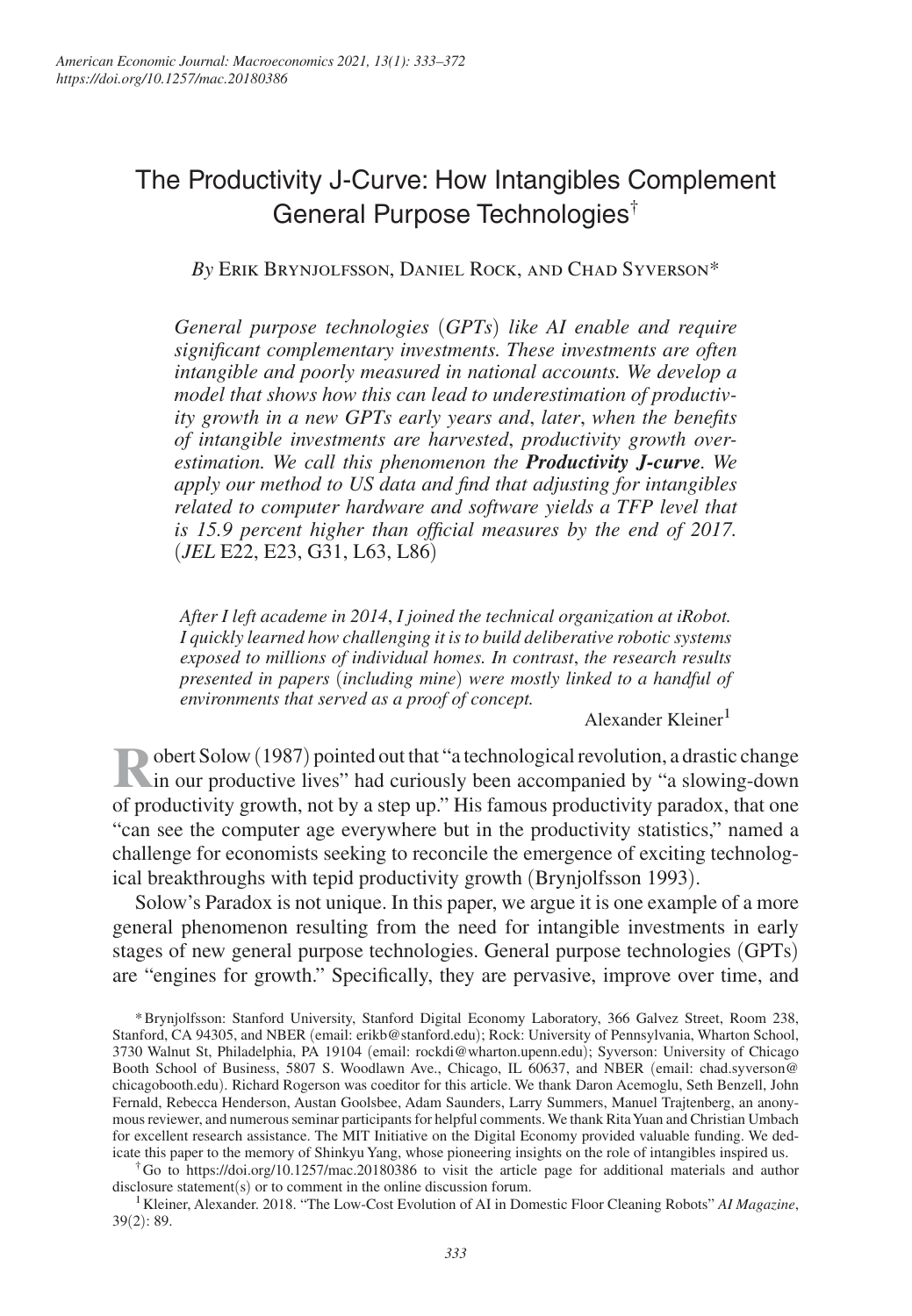# The Productivity J-Curve: How Intangibles Complement General Purpose Technologies[†]

*By* Erik Brynjolfsson, Daniel Rock, and Chad Syverson*

*General purpose technologies (GPTs) like AI enable and require significant complementary investments. These investments are often intangible and poorly measured in national accounts. We develop a model that shows how this can lead to underestimation of productivity growth in a new GPTs early years and, later, when the benefits of intangible investments are harvested, productivity growth overestimation. We call this phenomenon the* ***Productivity J-curve****. We apply our method to US data and find that adjusting for intangibles related to computer hardware and software yields a TFP level that is 15.9 percent higher than official measures by the end of 2017.* (*JEL* E22, E23, G31, L63, L86)

> *After I left academe in 2014, I joined the technical organization at iRobot. I quickly learned how challenging it is to build deliberative robotic systems exposed to millions of individual homes. In contrast, the research results presented in papers (including mine) were mostly linked to a handful of environments that served as a proof of concept.*
>
> Alexander Kleiner[1]

Robert Solow (1987) pointed out that "a technological revolution, a drastic change in our productive lives" had curiously been accompanied by "a slowing-down of productivity growth, not by a step up." His famous productivity paradox, that one "can see the computer age everywhere but in the productivity statistics," named a challenge for economists seeking to reconcile the emergence of exciting technological breakthroughs with tepid productivity growth (Brynjolfsson 1993).

Solow's Paradox is not unique. In this paper, we argue it is one example of a more general phenomenon resulting from the need for intangible investments in early stages of new general purpose technologies. General purpose technologies (GPTs) are "engines for growth." Specifically, they are pervasive, improve over time, and

*Brynjolfsson: Stanford University, Stanford Digital Economy Laboratory, 366 Galvez Street, Room 238, Stanford, CA 94305, and NBER (email: erikb@stanford.edu); Rock: University of Pennsylvania, Wharton School, 3730 Walnut St, Philadelphia, PA 19104 (email: rockdi@wharton.upenn.edu); Syverson: University of Chicago Booth School of Business, 5807 S. Woodlawn Ave., Chicago, IL 60637, and NBER (email: chad.syverson@chicagobooth.edu). Richard Rogerson was coeditor for this article. We thank Daron Acemoglu, Seth Benzell, John Fernald, Rebecca Henderson, Austan Goolsbee, Adam Saunders, Larry Summers, Manuel Trajtenberg, an anonymous reviewer, and numerous seminar participants for helpful comments. We thank Rita Yuan and Christian Umbach for excellent research assistance. The MIT Initiative on the Digital Economy provided valuable funding. We dedicate this paper to the memory of Shinkyu Yang, whose pioneering insights on the role of intangibles inspired us.

[†]Go to https://doi.org/10.1257/mac.20180386 to visit the article page for additional materials and author disclosure statement(s) or to comment in the online discussion forum.

[1]Kleiner, Alexander. 2018. "The Low-Cost Evolution of AI in Domestic Floor Cleaning Robots" *AI Magazine*, 39(2): 89.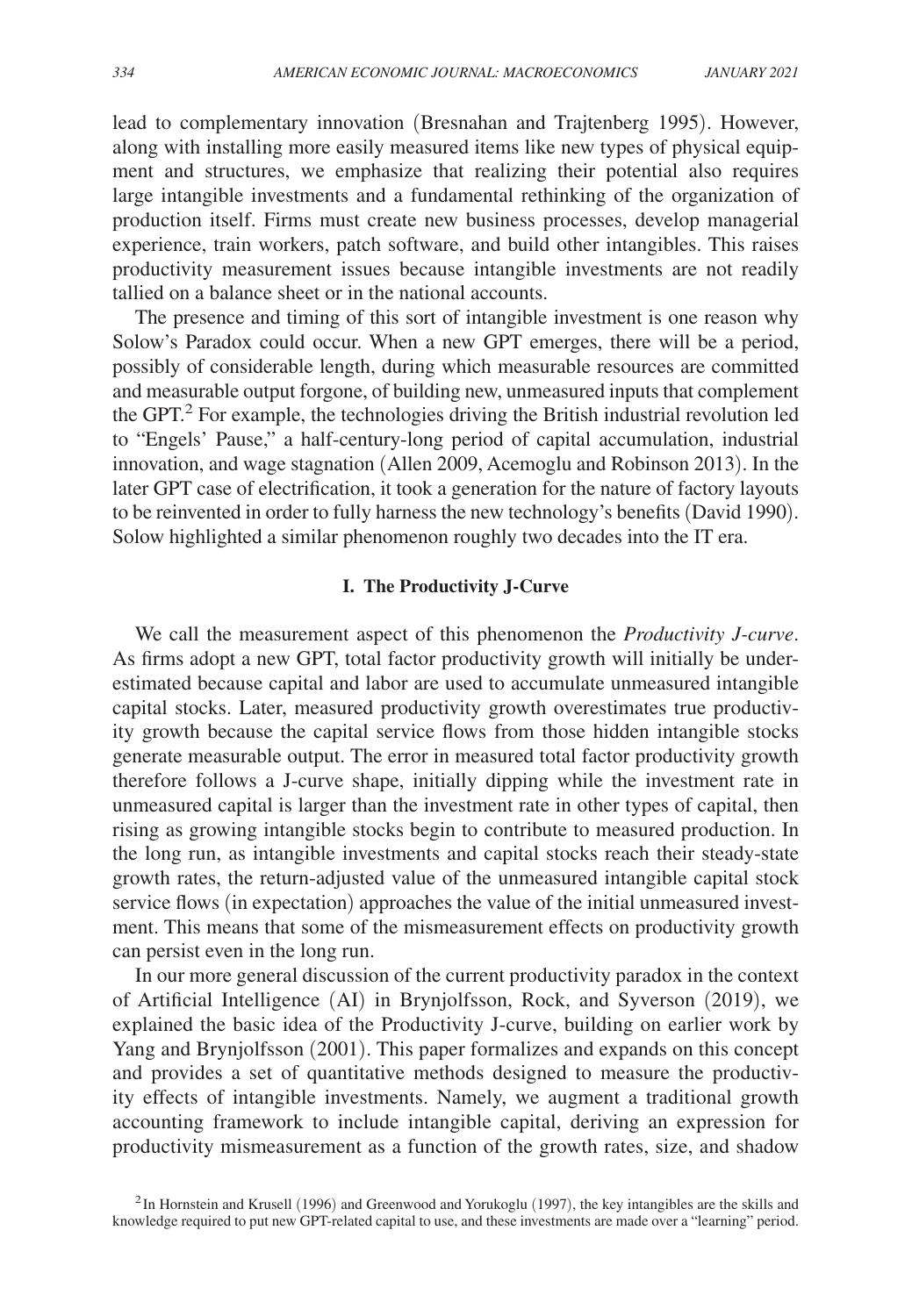lead to complementary innovation (Bresnahan and Trajtenberg 1995). However, along with installing more easily measured items like new types of physical equipment and structures, we emphasize that realizing their potential also requires large intangible investments and a fundamental rethinking of the organization of production itself. Firms must create new business processes, develop managerial experience, train workers, patch software, and build other intangibles. This raises productivity measurement issues because intangible investments are not readily tallied on a balance sheet or in the national accounts.

The presence and timing of this sort of intangible investment is one reason why Solow's Paradox could occur. When a new GPT emerges, there will be a period, possibly of considerable length, during which measurable resources are committed and measurable output forgone, of building new, unmeasured inputs that complement the GPT.[2] For example, the technologies driving the British industrial revolution led to "Engels' Pause," a half-century-long period of capital accumulation, industrial innovation, and wage stagnation (Allen 2009, Acemoglu and Robinson 2013). In the later GPT case of electrification, it took a generation for the nature of factory layouts to be reinvented in order to fully harness the new technology's benefits (David 1990). Solow highlighted a similar phenomenon roughly two decades into the IT era.

## I. The Productivity J-Curve

We call the measurement aspect of this phenomenon the *Productivity J-curve*. As firms adopt a new GPT, total factor productivity growth will initially be underestimated because capital and labor are used to accumulate unmeasured intangible capital stocks. Later, measured productivity growth overestimates true productivity growth because the capital service flows from those hidden intangible stocks generate measurable output. The error in measured total factor productivity growth therefore follows a J-curve shape, initially dipping while the investment rate in unmeasured capital is larger than the investment rate in other types of capital, then rising as growing intangible stocks begin to contribute to measured production. In the long run, as intangible investments and capital stocks reach their steady-state growth rates, the return-adjusted value of the unmeasured intangible capital stock service flows (in expectation) approaches the value of the initial unmeasured investment. This means that some of the mismeasurement effects on productivity growth can persist even in the long run.

In our more general discussion of the current productivity paradox in the context of Artificial Intelligence (AI) in Brynjolfsson, Rock, and Syverson (2019), we explained the basic idea of the Productivity J-curve, building on earlier work by Yang and Brynjolfsson (2001). This paper formalizes and expands on this concept and provides a set of quantitative methods designed to measure the productivity effects of intangible investments. Namely, we augment a traditional growth accounting framework to include intangible capital, deriving an expression for productivity mismeasurement as a function of the growth rates, size, and shadow

[2] In Hornstein and Krusell (1996) and Greenwood and Yorukoglu (1997), the key intangibles are the skills and knowledge required to put new GPT-related capital to use, and these investments are made over a "learning" period.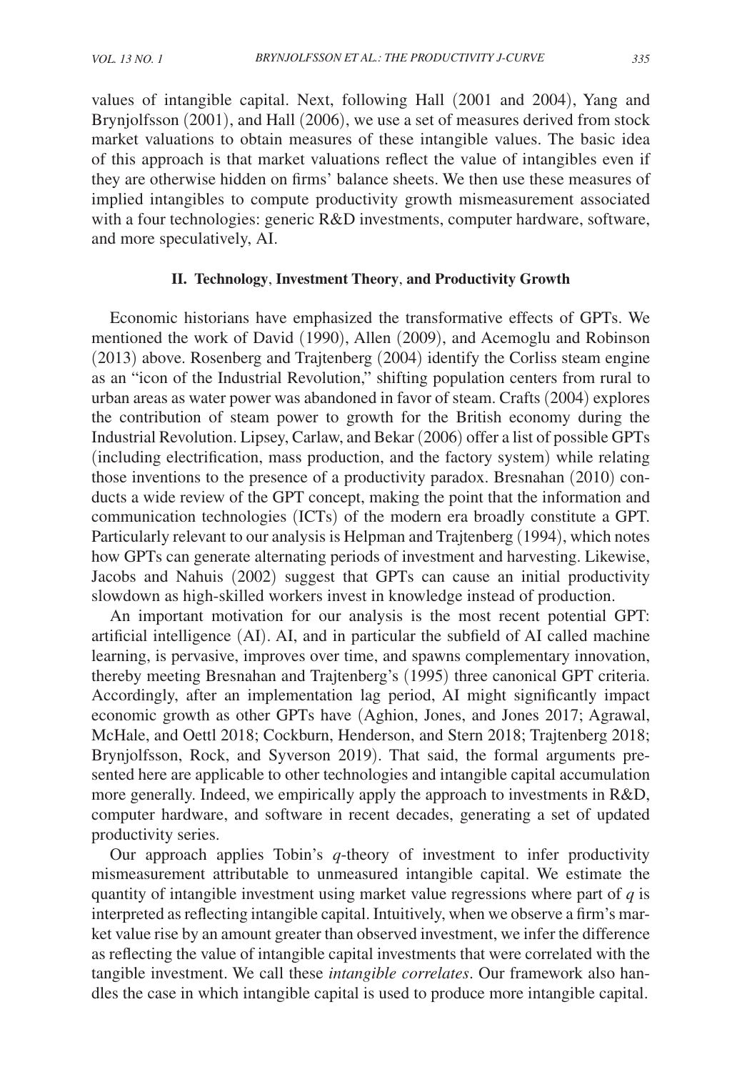values of intangible capital. Next, following Hall (2001 and 2004), Yang and Brynjolfsson (2001), and Hall (2006), we use a set of measures derived from stock market valuations to obtain measures of these intangible values. The basic idea of this approach is that market valuations reflect the value of intangibles even if they are otherwise hidden on firms' balance sheets. We then use these measures of implied intangibles to compute productivity growth mismeasurement associated with a four technologies: generic R&D investments, computer hardware, software, and more speculatively, AI.

## II. Technology, Investment Theory, and Productivity Growth

Economic historians have emphasized the transformative effects of GPTs. We mentioned the work of David (1990), Allen (2009), and Acemoglu and Robinson (2013) above. Rosenberg and Trajtenberg (2004) identify the Corliss steam engine as an "icon of the Industrial Revolution," shifting population centers from rural to urban areas as water power was abandoned in favor of steam. Crafts (2004) explores the contribution of steam power to growth for the British economy during the Industrial Revolution. Lipsey, Carlaw, and Bekar (2006) offer a list of possible GPTs (including electrification, mass production, and the factory system) while relating those inventions to the presence of a productivity paradox. Bresnahan (2010) conducts a wide review of the GPT concept, making the point that the information and communication technologies (ICTs) of the modern era broadly constitute a GPT. Particularly relevant to our analysis is Helpman and Trajtenberg (1994), which notes how GPTs can generate alternating periods of investment and harvesting. Likewise, Jacobs and Nahuis (2002) suggest that GPTs can cause an initial productivity slowdown as high-skilled workers invest in knowledge instead of production.

An important motivation for our analysis is the most recent potential GPT: artificial intelligence (AI). AI, and in particular the subfield of AI called machine learning, is pervasive, improves over time, and spawns complementary innovation, thereby meeting Bresnahan and Trajtenberg's (1995) three canonical GPT criteria. Accordingly, after an implementation lag period, AI might significantly impact economic growth as other GPTs have (Aghion, Jones, and Jones 2017; Agrawal, McHale, and Oettl 2018; Cockburn, Henderson, and Stern 2018; Trajtenberg 2018; Brynjolfsson, Rock, and Syverson 2019). That said, the formal arguments presented here are applicable to other technologies and intangible capital accumulation more generally. Indeed, we empirically apply the approach to investments in R&D, computer hardware, and software in recent decades, generating a set of updated productivity series.

Our approach applies Tobin's $q$-theory of investment to infer productivity mismeasurement attributable to unmeasured intangible capital. We estimate the quantity of intangible investment using market value regressions where part of $q$ is interpreted as reflecting intangible capital. Intuitively, when we observe a firm's market value rise by an amount greater than observed investment, we infer the difference as reflecting the value of intangible capital investments that were correlated with the tangible investment. We call these *intangible correlates*. Our framework also handles the case in which intangible capital is used to produce more intangible capital.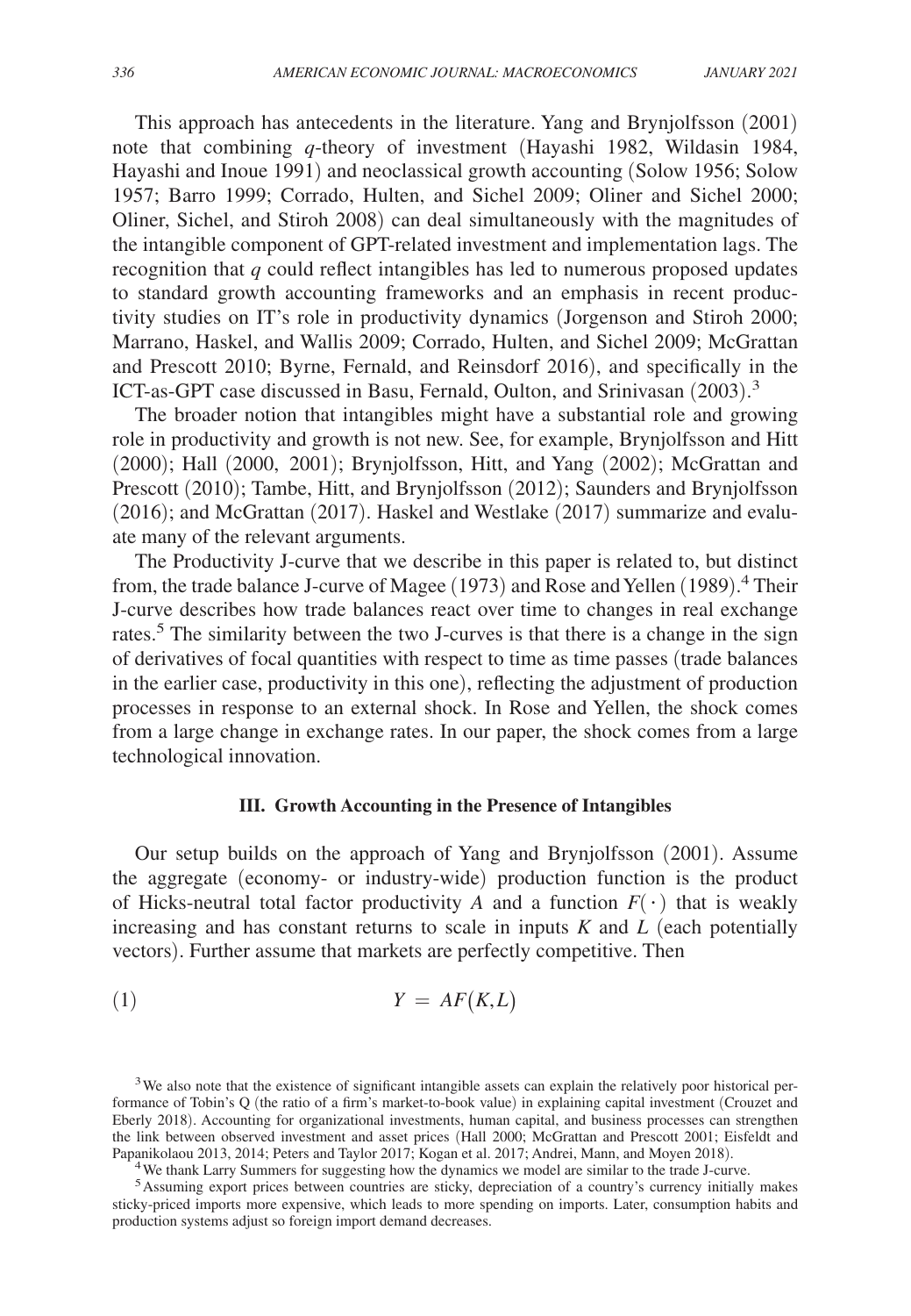This approach has antecedents in the literature. Yang and Brynjolfsson (2001) note that combining $q$-theory of investment (Hayashi 1982, Wildasin 1984, Hayashi and Inoue 1991) and neoclassical growth accounting (Solow 1956; Solow 1957; Barro 1999; Corrado, Hulten, and Sichel 2009; Oliner and Sichel 2000; Oliner, Sichel, and Stiroh 2008) can deal simultaneously with the magnitudes of the intangible component of GPT-related investment and implementation lags. The recognition that $q$ could reflect intangibles has led to numerous proposed updates to standard growth accounting frameworks and an emphasis in recent productivity studies on IT's role in productivity dynamics (Jorgenson and Stiroh 2000; Marrano, Haskel, and Wallis 2009; Corrado, Hulten, and Sichel 2009; McGrattan and Prescott 2010; Byrne, Fernald, and Reinsdorf 2016), and specifically in the ICT-as-GPT case discussed in Basu, Fernald, Oulton, and Srinivasan (2003).[3]

The broader notion that intangibles might have a substantial role and growing role in productivity and growth is not new. See, for example, Brynjolfsson and Hitt (2000); Hall (2000, 2001); Brynjolfsson, Hitt, and Yang (2002); McGrattan and Prescott (2010); Tambe, Hitt, and Brynjolfsson (2012); Saunders and Brynjolfsson (2016); and McGrattan (2017). Haskel and Westlake (2017) summarize and evaluate many of the relevant arguments.

The Productivity J-curve that we describe in this paper is related to, but distinct from, the trade balance J-curve of Magee (1973) and Rose and Yellen (1989).[4] Their J-curve describes how trade balances react over time to changes in real exchange rates.[5] The similarity between the two J-curves is that there is a change in the sign of derivatives of focal quantities with respect to time as time passes (trade balances in the earlier case, productivity in this one), reflecting the adjustment of production processes in response to an external shock. In Rose and Yellen, the shock comes from a large change in exchange rates. In our paper, the shock comes from a large technological innovation.

## III. Growth Accounting in the Presence of Intangibles

Our setup builds on the approach of Yang and Brynjolfsson (2001). Assume the aggregate (economy- or industry-wide) production function is the product of Hicks-neutral total factor productivity $A$ and a function $F(\cdot)$ that is weakly increasing and has constant returns to scale in inputs $K$ and $L$ (each potentially vectors). Further assume that markets are perfectly competitive. Then

$$Y = AF(K,L) \tag{1}$$

[3] We also note that the existence of significant intangible assets can explain the relatively poor historical performance of Tobin's Q (the ratio of a firm's market-to-book value) in explaining capital investment (Crouzet and Eberly 2018). Accounting for organizational investments, human capital, and business processes can strengthen the link between observed investment and asset prices (Hall 2000; McGrattan and Prescott 2001; Eisfeldt and Papanikolaou 2013, 2014; Peters and Taylor 2017; Kogan et al. 2017; Andrei, Mann, and Moyen 2018).

[4] We thank Larry Summers for suggesting how the dynamics we model are similar to the trade J-curve.

[5] Assuming export prices between countries are sticky, depreciation of a country's currency initially makes sticky-priced imports more expensive, which leads to more spending on imports. Later, consumption habits and production systems adjust so foreign import demand decreases.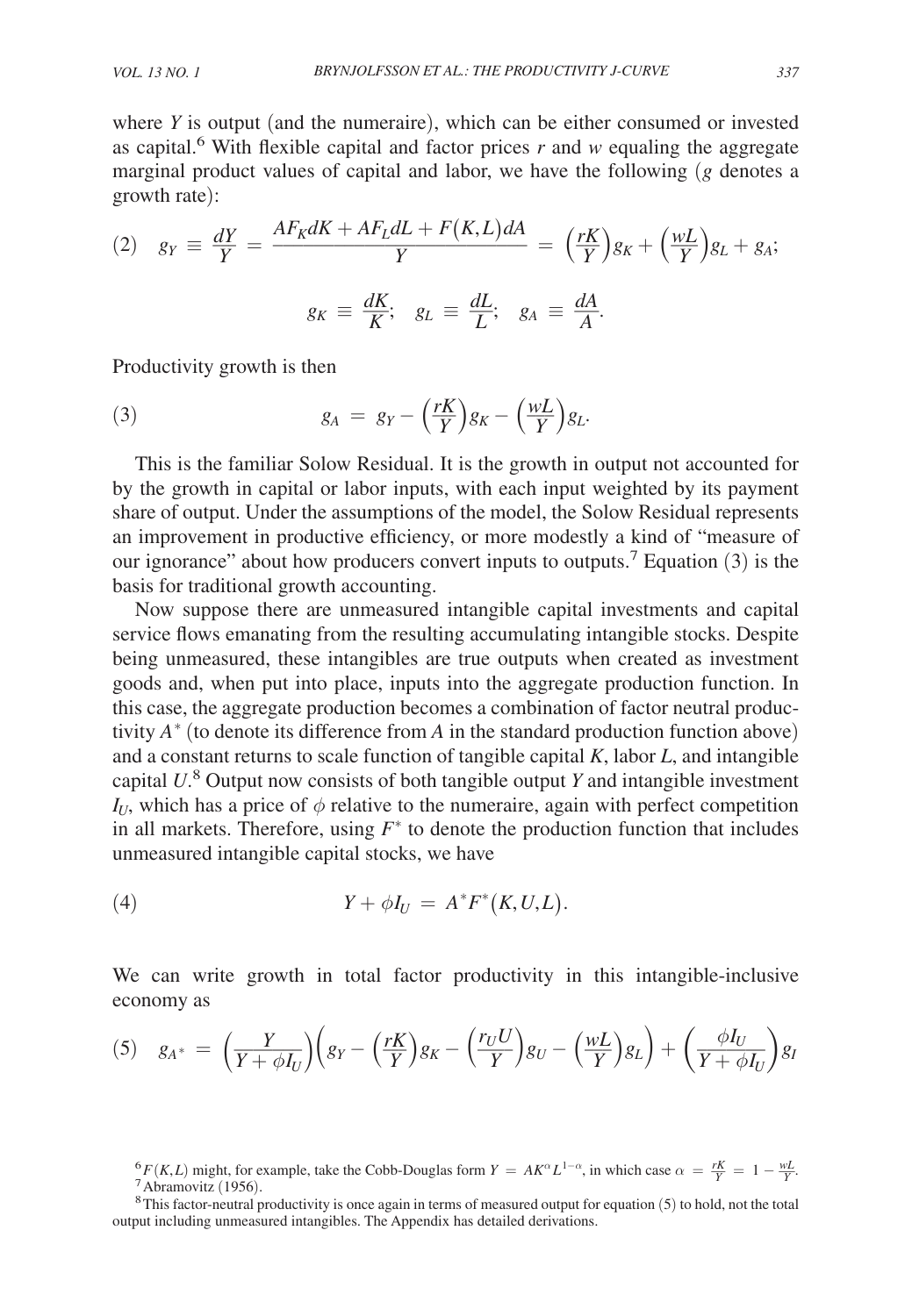where $Y$ is output (and the numeraire), which can be either consumed or invested as capital.[6] With flexible capital and factor prices $r$ and $w$ equaling the aggregate marginal product values of capital and labor, we have the following ($g$ denotes a growth rate):

$$(2) \quad g_Y \equiv \frac{dY}{Y} = \frac{AF_K dK + AF_L dL + F(K,L)dA}{Y} = \left(\frac{rK}{Y}\right)g_K + \left(\frac{wL}{Y}\right)g_L + g_A;$$

$$g_K \equiv \frac{dK}{K}; \quad g_L \equiv \frac{dL}{L}; \quad g_A \equiv \frac{dA}{A}.$$

Productivity growth is then

$$(3) \qquad g_A = g_Y - \left(\frac{rK}{Y}\right)g_K - \left(\frac{wL}{Y}\right)g_L.$$

This is the familiar Solow Residual. It is the growth in output not accounted for by the growth in capital or labor inputs, with each input weighted by its payment share of output. Under the assumptions of the model, the Solow Residual represents an improvement in productive efficiency, or more modestly a kind of "measure of our ignorance" about how producers convert inputs to outputs.[7] Equation (3) is the basis for traditional growth accounting.

Now suppose there are unmeasured intangible capital investments and capital service flows emanating from the resulting accumulating intangible stocks. Despite being unmeasured, these intangibles are true outputs when created as investment goods and, when put into place, inputs into the aggregate production function. In this case, the aggregate production becomes a combination of factor neutral productivity $A^*$ (to denote its difference from $A$ in the standard production function above) and a constant returns to scale function of tangible capital $K$, labor $L$, and intangible capital $U$.[8] Output now consists of both tangible output $Y$ and intangible investment $I_U$, which has a price of $\phi$ relative to the numeraire, again with perfect competition in all markets. Therefore, using $F^*$ to denote the production function that includes unmeasured intangible capital stocks, we have

$$(4) \qquad Y + \phi I_U = A^* F^*(K, U, L).$$

We can write growth in total factor productivity in this intangible-inclusive economy as

$$(5) \quad g_{A^*} = \left(\frac{Y}{Y + \phi I_U}\right)\left(g_Y - \left(\frac{rK}{Y}\right)g_K - \left(\frac{r_U U}{Y}\right)g_U - \left(\frac{wL}{Y}\right)g_L\right) + \left(\frac{\phi I_U}{Y + \phi I_U}\right)g_I$$

[6] $F(K,L)$ might, for example, take the Cobb-Douglas form $Y = AK^{\alpha}L^{1-\alpha}$, in which case $\alpha = \frac{rK}{Y} = 1 - \frac{wL}{Y}$.

[7] Abramovitz (1956).

[8] This factor-neutral productivity is once again in terms of measured output for equation (5) to hold, not the total output including unmeasured intangibles. The Appendix has detailed derivations.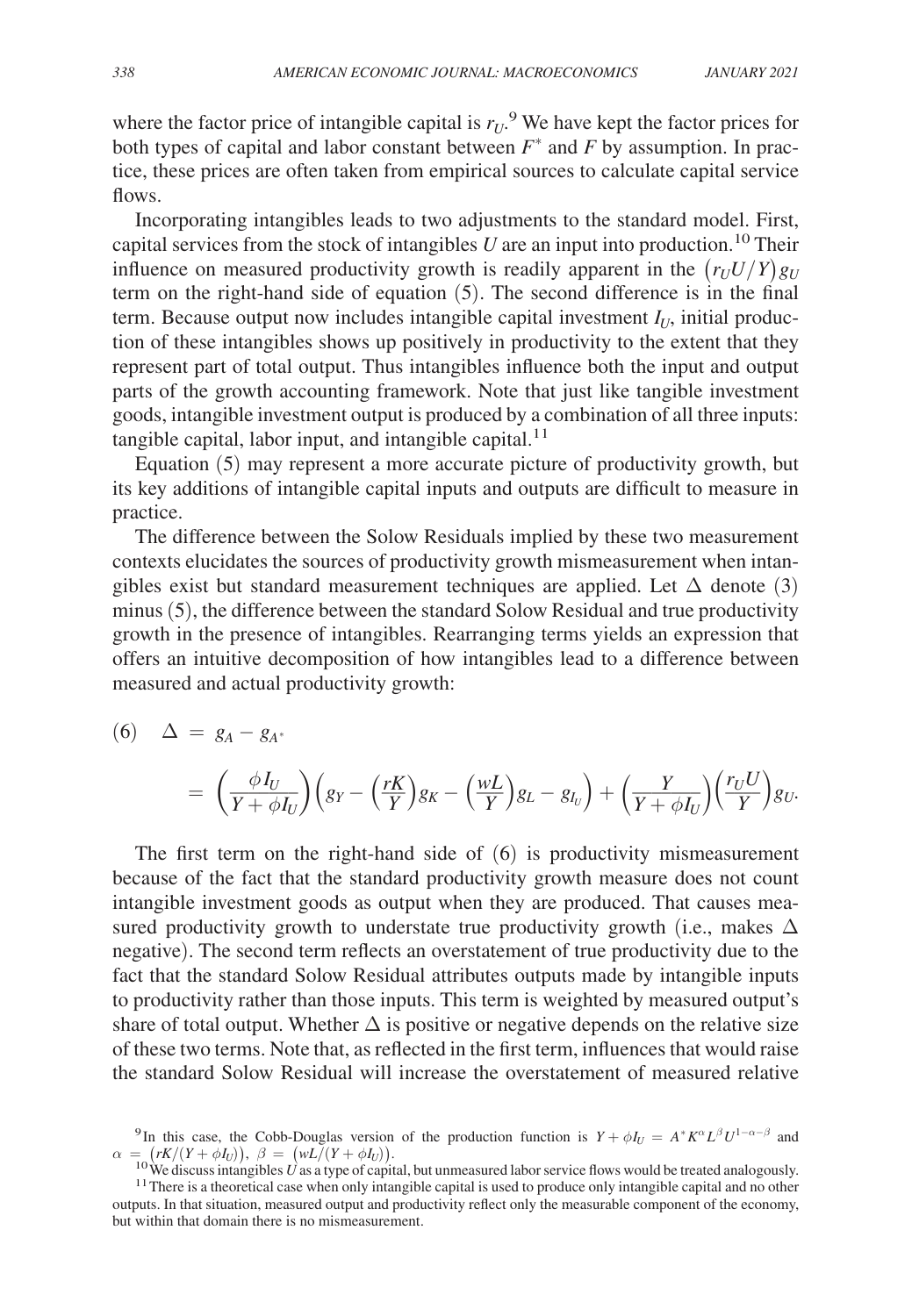where the factor price of intangible capital is $r_U$.[9] We have kept the factor prices for both types of capital and labor constant between $F^*$ and $F$ by assumption. In practice, these prices are often taken from empirical sources to calculate capital service flows.

Incorporating intangibles leads to two adjustments to the standard model. First, capital services from the stock of intangibles $U$ are an input into production.[10] Their influence on measured productivity growth is readily apparent in the $\left(r_U U/Y\right) g_U$ term on the right-hand side of equation (5). The second difference is in the final term. Because output now includes intangible capital investment $I_U$, initial production of these intangibles shows up positively in productivity to the extent that they represent part of total output. Thus intangibles influence both the input and output parts of the growth accounting framework. Note that just like tangible investment goods, intangible investment output is produced by a combination of all three inputs: tangible capital, labor input, and intangible capital.[11]

Equation (5) may represent a more accurate picture of productivity growth, but its key additions of intangible capital inputs and outputs are difficult to measure in practice.

The difference between the Solow Residuals implied by these two measurement contexts elucidates the sources of productivity growth mismeasurement when intangibles exist but standard measurement techniques are applied. Let $\Delta$ denote (3) minus (5), the difference between the standard Solow Residual and true productivity growth in the presence of intangibles. Rearranging terms yields an expression that offers an intuitive decomposition of how intangibles lead to a difference between measured and actual productivity growth:

$$
\begin{aligned}
(6) \quad \Delta &= g_A - g_{A^*} \\
&= \left(\frac{\phi I_U}{Y + \phi I_U}\right)\left(g_Y - \left(\frac{rK}{Y}\right) g_K - \left(\frac{wL}{Y}\right) g_L - g_{I_U}\right) + \left(\frac{Y}{Y + \phi I_U}\right)\left(\frac{r_U U}{Y}\right) g_U.
\end{aligned}
$$

The first term on the right-hand side of (6) is productivity mismeasurement because of the fact that the standard productivity growth measure does not count intangible investment goods as output when they are produced. That causes measured productivity growth to understate true productivity growth (i.e., makes $\Delta$ negative). The second term reflects an overstatement of true productivity due to the fact that the standard Solow Residual attributes outputs made by intangible inputs to productivity rather than those inputs. This term is weighted by measured output's share of total output. Whether $\Delta$ is positive or negative depends on the relative size of these two terms. Note that, as reflected in the first term, influences that would raise the standard Solow Residual will increase the overstatement of measured relative

[9] In this case, the Cobb-Douglas version of the production function is $Y + \phi I_U = A^* K^{\alpha} L^{\beta} U^{1-\alpha-\beta}$ and $\alpha = \left(rK/(Y + \phi I_U)\right)$, $\beta = \left(wL/(Y + \phi I_U)\right)$.

[10] We discuss intangibles $U$ as a type of capital, but unmeasured labor service flows would be treated analogously.

[11] There is a theoretical case when only intangible capital is used to produce only intangible capital and no other outputs. In that situation, measured output and productivity reflect only the measurable component of the economy, but within that domain there is no mismeasurement.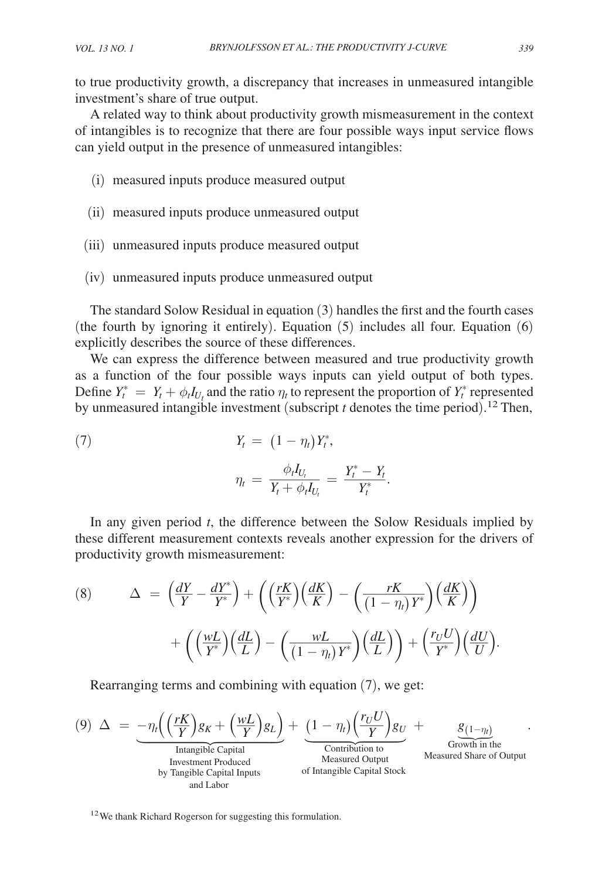to true productivity growth, a discrepancy that increases in unmeasured intangible investment's share of true output.

A related way to think about productivity growth mismeasurement in the context of intangibles is to recognize that there are four possible ways input service flows can yield output in the presence of unmeasured intangibles:

(i) measured inputs produce measured output

(ii) measured inputs produce unmeasured output

(iii) unmeasured inputs produce measured output

(iv) unmeasured inputs produce unmeasured output

The standard Solow Residual in equation (3) handles the first and the fourth cases (the fourth by ignoring it entirely). Equation (5) includes all four. Equation (6) explicitly describes the source of these differences.

We can express the difference between measured and true productivity growth as a function of the four possible ways inputs can yield output of both types. Define $Y_t^* = Y_t + \phi_t I_{U_t}$ and the ratio $\eta_t$ to represent the proportion of $Y_t^*$ represented by unmeasured intangible investment (subscript $t$ denotes the time period).[12] Then,

$$
(7) \qquad Y_t = (1 - \eta_t) Y_t^*,
$$

$$
\eta_t = \frac{\phi_t I_{U_t}}{Y_t + \phi_t I_{U_t}} = \frac{Y_t^* - Y_t}{Y_t^*}.
$$

In any given period $t$, the difference between the Solow Residuals implied by these different measurement contexts reveals another expression for the drivers of productivity growth mismeasurement:

$$
(8) \qquad \Delta = \left(\frac{dY}{Y} - \frac{dY^*}{Y^*}\right) + \left(\left(\frac{rK}{Y^*}\right)\left(\frac{dK}{K}\right) - \left(\frac{rK}{(1-\eta_t)Y^*}\right)\left(\frac{dK}{K}\right)\right)
$$

$$
+ \left(\left(\frac{wL}{Y^*}\right)\left(\frac{dL}{L}\right) - \left(\frac{wL}{(1-\eta_t)Y^*}\right)\left(\frac{dL}{L}\right)\right) + \left(\frac{r_U U}{Y^*}\right)\left(\frac{dU}{U}\right).
$$

Rearranging terms and combining with equation (7), we get:

$$
(9) \quad \Delta = \underbrace{-\eta_t\left(\left(\frac{rK}{Y}\right)g_K + \left(\frac{wL}{Y}\right)g_L\right)}_{\substack{\text{Intangible Capital} \\ \text{Investment Produced} \\ \text{by Tangible Capital Inputs} \\ \text{and Labor}}} + \underbrace{(1-\eta_t)\left(\frac{r_U U}{Y}\right)g_U}_{\substack{\text{Contribution to} \\ \text{Measured Output} \\ \text{of Intangible Capital Stock}}} + \underbrace{g_{(1-\eta_t)}}_{\substack{\text{Growth in the} \\ \text{Measured Share of Output}}}.
$$

[12] We thank Richard Rogerson for suggesting this formulation.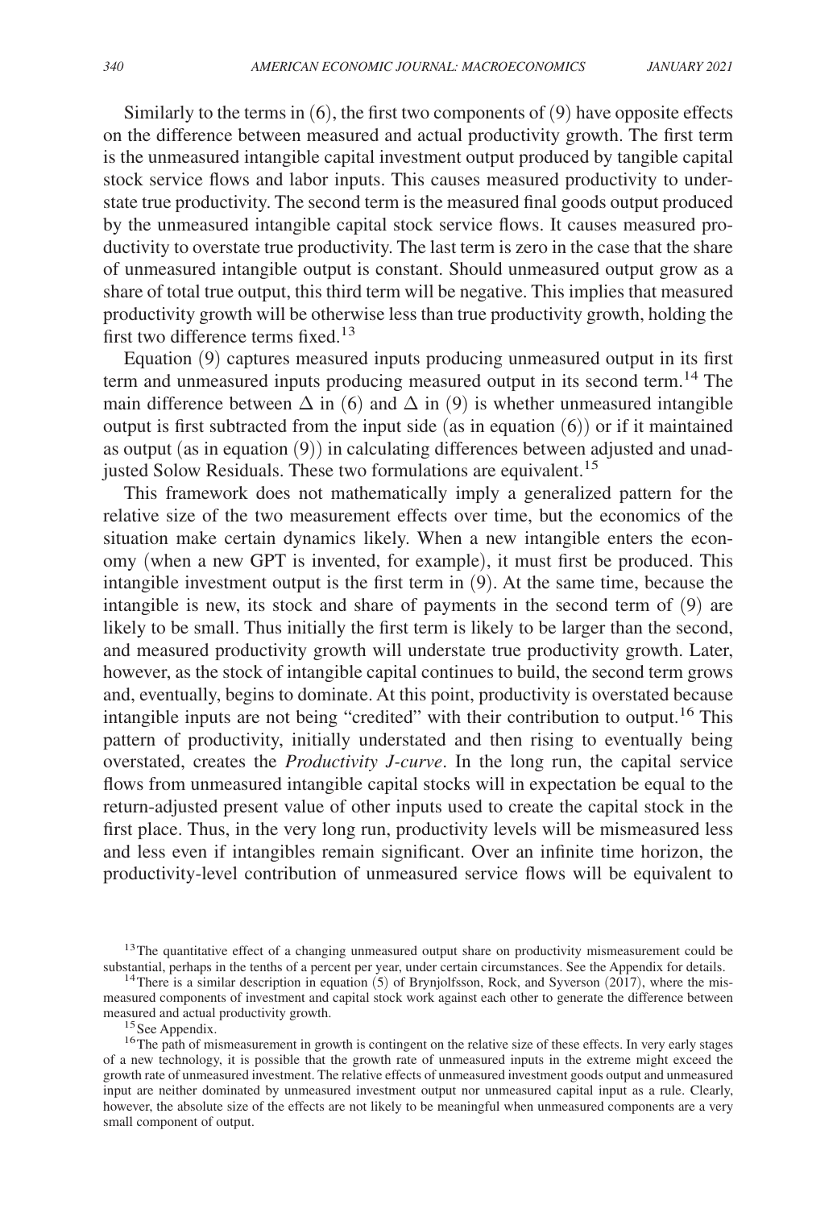Similarly to the terms in (6), the first two components of (9) have opposite effects on the difference between measured and actual productivity growth. The first term is the unmeasured intangible capital investment output produced by tangible capital stock service flows and labor inputs. This causes measured productivity to understate true productivity. The second term is the measured final goods output produced by the unmeasured intangible capital stock service flows. It causes measured productivity to overstate true productivity. The last term is zero in the case that the share of unmeasured intangible output is constant. Should unmeasured output grow as a share of total true output, this third term will be negative. This implies that measured productivity growth will be otherwise less than true productivity growth, holding the first two difference terms fixed.[13]

Equation (9) captures measured inputs producing unmeasured output in its first term and unmeasured inputs producing measured output in its second term.[14] The main difference between $\Delta$ in (6) and $\Delta$ in (9) is whether unmeasured intangible output is first subtracted from the input side (as in equation (6)) or if it maintained as output (as in equation (9)) in calculating differences between adjusted and unadjusted Solow Residuals. These two formulations are equivalent.[15]

This framework does not mathematically imply a generalized pattern for the relative size of the two measurement effects over time, but the economics of the situation make certain dynamics likely. When a new intangible enters the economy (when a new GPT is invented, for example), it must first be produced. This intangible investment output is the first term in (9). At the same time, because the intangible is new, its stock and share of payments in the second term of (9) are likely to be small. Thus initially the first term is likely to be larger than the second, and measured productivity growth will understate true productivity growth. Later, however, as the stock of intangible capital continues to build, the second term grows and, eventually, begins to dominate. At this point, productivity is overstated because intangible inputs are not being "credited" with their contribution to output.[16] This pattern of productivity, initially understated and then rising to eventually being overstated, creates the *Productivity J-curve*. In the long run, the capital service flows from unmeasured intangible capital stocks will in expectation be equal to the return-adjusted present value of other inputs used to create the capital stock in the first place. Thus, in the very long run, productivity levels will be mismeasured less and less even if intangibles remain significant. Over an infinite time horizon, the productivity-level contribution of unmeasured service flows will be equivalent to

[13] The quantitative effect of a changing unmeasured output share on productivity mismeasurement could be substantial, perhaps in the tenths of a percent per year, under certain circumstances. See the Appendix for details.

[14] There is a similar description in equation (5) of Brynjolfsson, Rock, and Syverson (2017), where the mismeasured components of investment and capital stock work against each other to generate the difference between measured and actual productivity growth.

[15] See Appendix.

[16] The path of mismeasurement in growth is contingent on the relative size of these effects. In very early stages of a new technology, it is possible that the growth rate of unmeasured inputs in the extreme might exceed the growth rate of unmeasured investment. The relative effects of unmeasured investment goods output and unmeasured input are neither dominated by unmeasured investment output nor unmeasured capital input as a rule. Clearly, however, the absolute size of the effects are not likely to be meaningful when unmeasured components are a very small component of output.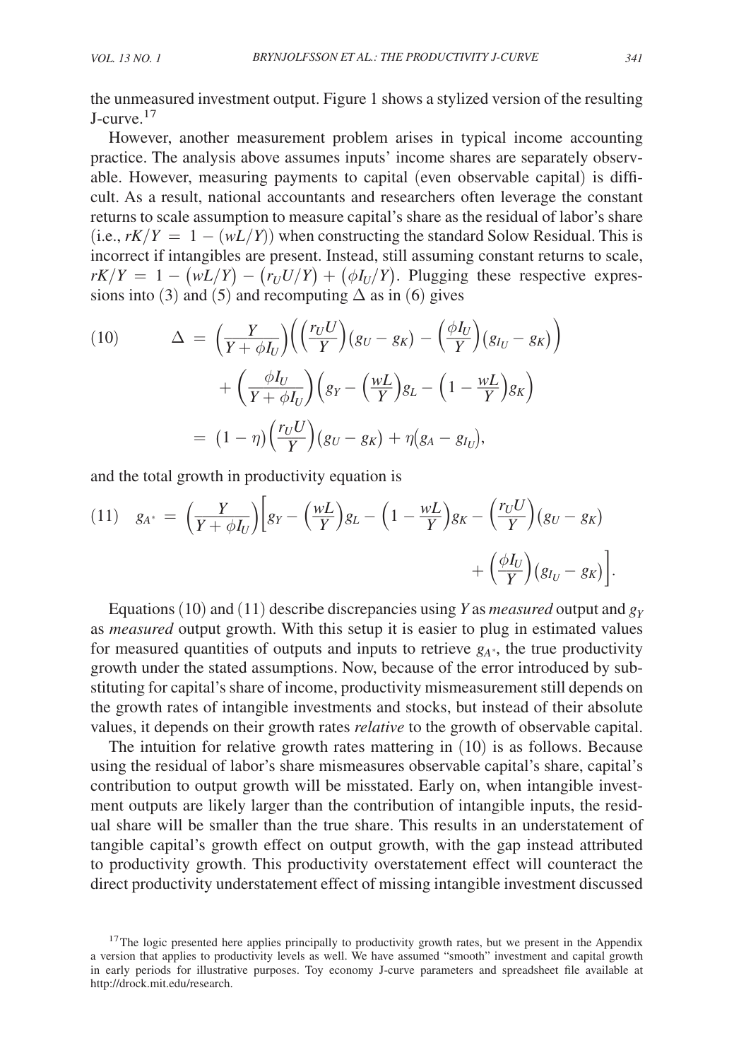the unmeasured investment output. Figure 1 shows a stylized version of the resulting J-curve.[17]

However, another measurement problem arises in typical income accounting practice. The analysis above assumes inputs' income shares are separately observable. However, measuring payments to capital (even observable capital) is difficult. As a result, national accountants and researchers often leverage the constant returns to scale assumption to measure capital's share as the residual of labor's share (i.e., $rK/Y = 1 - (wL/Y)$) when constructing the standard Solow Residual. This is incorrect if intangibles are present. Instead, still assuming constant returns to scale, $rK/Y = 1 - (wL/Y) - (r_U U/Y) + (\phi I_U/Y)$. Plugging these respective expressions into (3) and (5) and recomputing $\Delta$ as in (6) gives

$$
\begin{aligned}
(10) \qquad \Delta &= \left(\frac{Y}{Y+\phi I_U}\right)\left(\left(\frac{r_U U}{Y}\right)(g_U - g_K) - \left(\frac{\phi I_U}{Y}\right)(g_{I_U} - g_K)\right) \\
&\quad + \left(\frac{\phi I_U}{Y+\phi I_U}\right)\left(g_Y - \left(\frac{wL}{Y}\right)g_L - \left(1 - \frac{wL}{Y}\right)g_K\right) \\
&= (1-\eta)\left(\frac{r_U U}{Y}\right)(g_U - g_K) + \eta\left(g_A - g_{I_U}\right),
\end{aligned}
$$

and the total growth in productivity equation is

$$
\begin{aligned}
(11) \quad g_{A^*} = \left(\frac{Y}{Y+\phi I_U}\right)\Bigg[g_Y - \left(\frac{wL}{Y}\right)g_L - \left(1-\frac{wL}{Y}\right)g_K - \left(\frac{r_U U}{Y}\right)(g_U - g_K) \\
+ \left(\frac{\phi I_U}{Y}\right)\left(g_{I_U} - g_K\right)\Bigg].
\end{aligned}
$$

Equations (10) and (11) describe discrepancies using $Y$ as *measured* output and $g_Y$ as *measured* output growth. With this setup it is easier to plug in estimated values for measured quantities of outputs and inputs to retrieve $g_{A^*}$, the true productivity growth under the stated assumptions. Now, because of the error introduced by substituting for capital's share of income, productivity mismeasurement still depends on the growth rates of intangible investments and stocks, but instead of their absolute values, it depends on their growth rates *relative* to the growth of observable capital.

The intuition for relative growth rates mattering in (10) is as follows. Because using the residual of labor's share mismeasures observable capital's share, capital's contribution to output growth will be misstated. Early on, when intangible investment outputs are likely larger than the contribution of intangible inputs, the residual share will be smaller than the true share. This results in an understatement of tangible capital's growth effect on output growth, with the gap instead attributed to productivity growth. This productivity overstatement effect will counteract the direct productivity understatement effect of missing intangible investment discussed

[17] The logic presented here applies principally to productivity growth rates, but we present in the Appendix a version that applies to productivity levels as well. We have assumed "smooth" investment and capital growth in early periods for illustrative purposes. Toy economy J-curve parameters and spreadsheet file available at http://drock.mit.edu/research.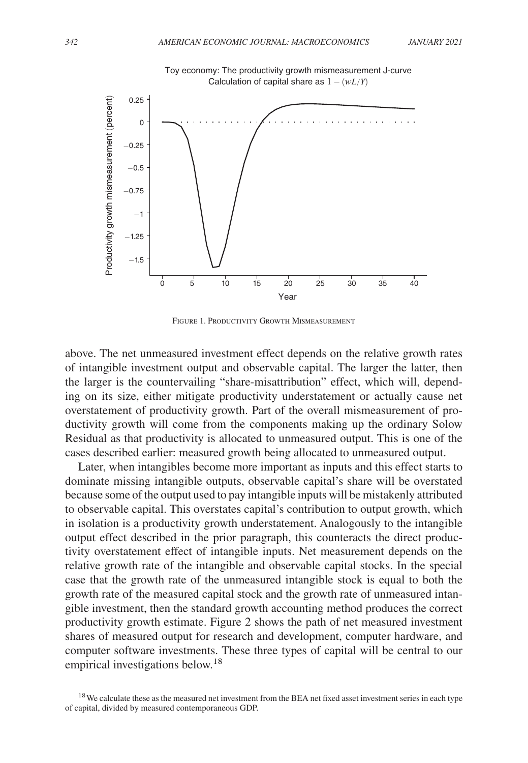Toy economy: The productivity growth mismeasurement J-curve
Calculation of capital share as $1 - (wL/Y)$

Figure 1. Productivity Growth Mismeasurement

above. The net unmeasured investment effect depends on the relative growth rates of intangible investment output and observable capital. The larger the latter, then the larger is the countervailing "share-misattribution" effect, which will, depending on its size, either mitigate productivity understatement or actually cause net overstatement of productivity growth. Part of the overall mismeasurement of productivity growth will come from the components making up the ordinary Solow Residual as that productivity is allocated to unmeasured output. This is one of the cases described earlier: measured growth being allocated to unmeasured output.

Later, when intangibles become more important as inputs and this effect starts to dominate missing intangible outputs, observable capital's share will be overstated because some of the output used to pay intangible inputs will be mistakenly attributed to observable capital. This overstates capital's contribution to output growth, which in isolation is a productivity growth understatement. Analogously to the intangible output effect described in the prior paragraph, this counteracts the direct productivity overstatement effect of intangible inputs. Net measurement depends on the relative growth rate of the intangible and observable capital stocks. In the special case that the growth rate of the unmeasured intangible stock is equal to both the growth rate of the measured capital stock and the growth rate of unmeasured intangible investment, then the standard growth accounting method produces the correct productivity growth estimate. Figure 2 shows the path of net measured investment shares of measured output for research and development, computer hardware, and computer software investments. These three types of capital will be central to our empirical investigations below.[18]

[18] We calculate these as the measured net investment from the BEA net fixed asset investment series in each type of capital, divided by measured contemporaneous GDP.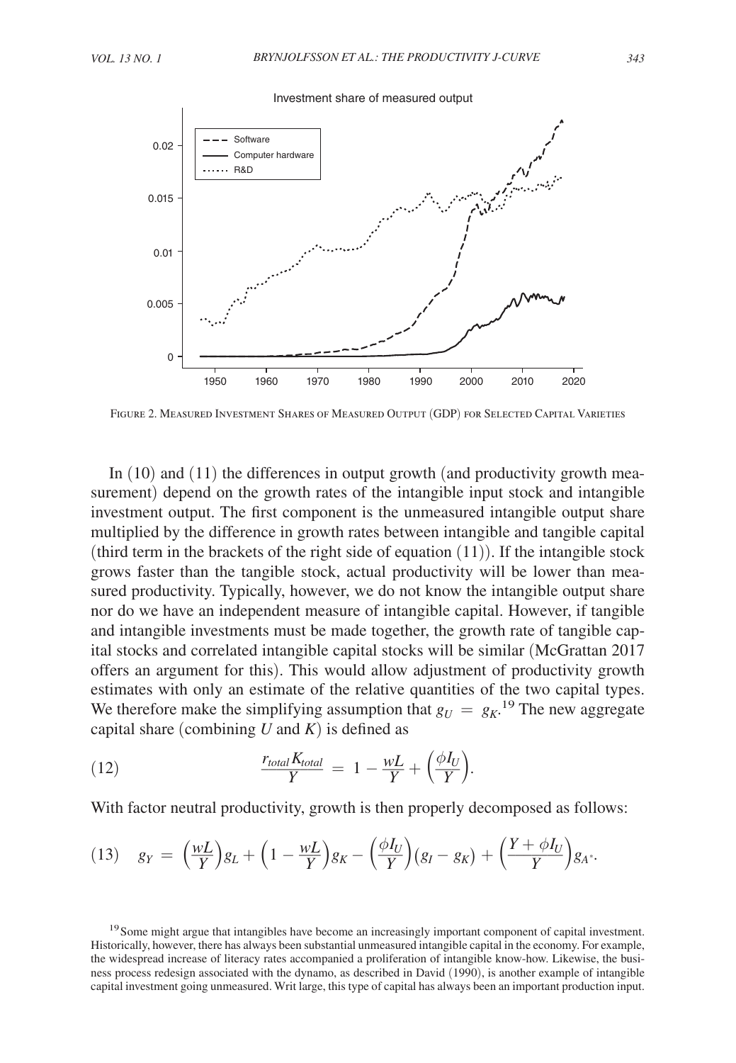Figure 2. Measured Investment Shares of Measured Output (GDP) for Selected Capital Varieties

In (10) and (11) the differences in output growth (and productivity growth measurement) depend on the growth rates of the intangible input stock and intangible investment output. The first component is the unmeasured intangible output share multiplied by the difference in growth rates between intangible and tangible capital (third term in the brackets of the right side of equation (11)). If the intangible stock grows faster than the tangible stock, actual productivity will be lower than measured productivity. Typically, however, we do not know the intangible output share nor do we have an independent measure of intangible capital. However, if tangible and intangible investments must be made together, the growth rate of tangible capital stocks and correlated intangible capital stocks will be similar (McGrattan 2017 offers an argument for this). This would allow adjustment of productivity growth estimates with only an estimate of the relative quantities of the two capital types. We therefore make the simplifying assumption that $g_U = g_K$.[19] The new aggregate capital share (combining $U$ and $K$) is defined as

$$\frac{r_{total} K_{total}}{Y} = 1 - \frac{wL}{Y} + \left(\frac{\phi I_U}{Y}\right). \tag{12}$$

With factor neutral productivity, growth is then properly decomposed as follows:

$$g_Y = \left(\frac{wL}{Y}\right) g_L + \left(1 - \frac{wL}{Y}\right) g_K - \left(\frac{\phi I_U}{Y}\right)(g_I - g_K) + \left(\frac{Y + \phi I_U}{Y}\right) g_{A^*}. \tag{13}$$

[19] Some might argue that intangibles have become an increasingly important component of capital investment. Historically, however, there has always been substantial unmeasured intangible capital in the economy. For example, the widespread increase of literacy rates accompanied a proliferation of intangible know-how. Likewise, the business process redesign associated with the dynamo, as described in David (1990), is another example of intangible capital investment going unmeasured. Writ large, this type of capital has always been an important production input.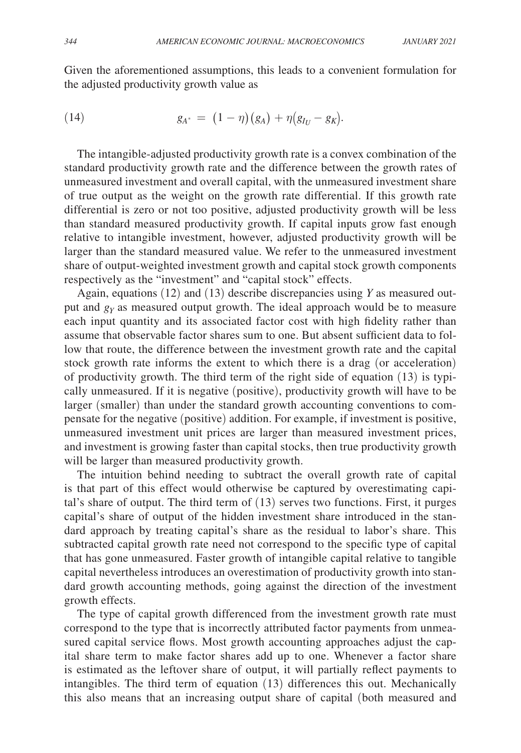Given the aforementioned assumptions, this leads to a convenient formulation for the adjusted productivity growth value as

$$g_{A^*} = (1 - \eta)(g_A) + \eta(g_{I_U} - g_K). \tag{14}$$

The intangible-adjusted productivity growth rate is a convex combination of the standard productivity growth rate and the difference between the growth rates of unmeasured investment and overall capital, with the unmeasured investment share of true output as the weight on the growth rate differential. If this growth rate differential is zero or not too positive, adjusted productivity growth will be less than standard measured productivity growth. If capital inputs grow fast enough relative to intangible investment, however, adjusted productivity growth will be larger than the standard measured value. We refer to the unmeasured investment share of output-weighted investment growth and capital stock growth components respectively as the "investment" and "capital stock" effects.

Again, equations (12) and (13) describe discrepancies using $Y$ as measured output and $g_Y$ as measured output growth. The ideal approach would be to measure each input quantity and its associated factor cost with high fidelity rather than assume that observable factor shares sum to one. But absent sufficient data to follow that route, the difference between the investment growth rate and the capital stock growth rate informs the extent to which there is a drag (or acceleration) of productivity growth. The third term of the right side of equation (13) is typically unmeasured. If it is negative (positive), productivity growth will have to be larger (smaller) than under the standard growth accounting conventions to compensate for the negative (positive) addition. For example, if investment is positive, unmeasured investment unit prices are larger than measured investment prices, and investment is growing faster than capital stocks, then true productivity growth will be larger than measured productivity growth.

The intuition behind needing to subtract the overall growth rate of capital is that part of this effect would otherwise be captured by overestimating capital's share of output. The third term of (13) serves two functions. First, it purges capital's share of output of the hidden investment share introduced in the standard approach by treating capital's share as the residual to labor's share. This subtracted capital growth rate need not correspond to the specific type of capital that has gone unmeasured. Faster growth of intangible capital relative to tangible capital nevertheless introduces an overestimation of productivity growth into standard growth accounting methods, going against the direction of the investment growth effects.

The type of capital growth differenced from the investment growth rate must correspond to the type that is incorrectly attributed factor payments from unmeasured capital service flows. Most growth accounting approaches adjust the capital share term to make factor shares add up to one. Whenever a factor share is estimated as the leftover share of output, it will partially reflect payments to intangibles. The third term of equation (13) differences this out. Mechanically this also means that an increasing output share of capital (both measured and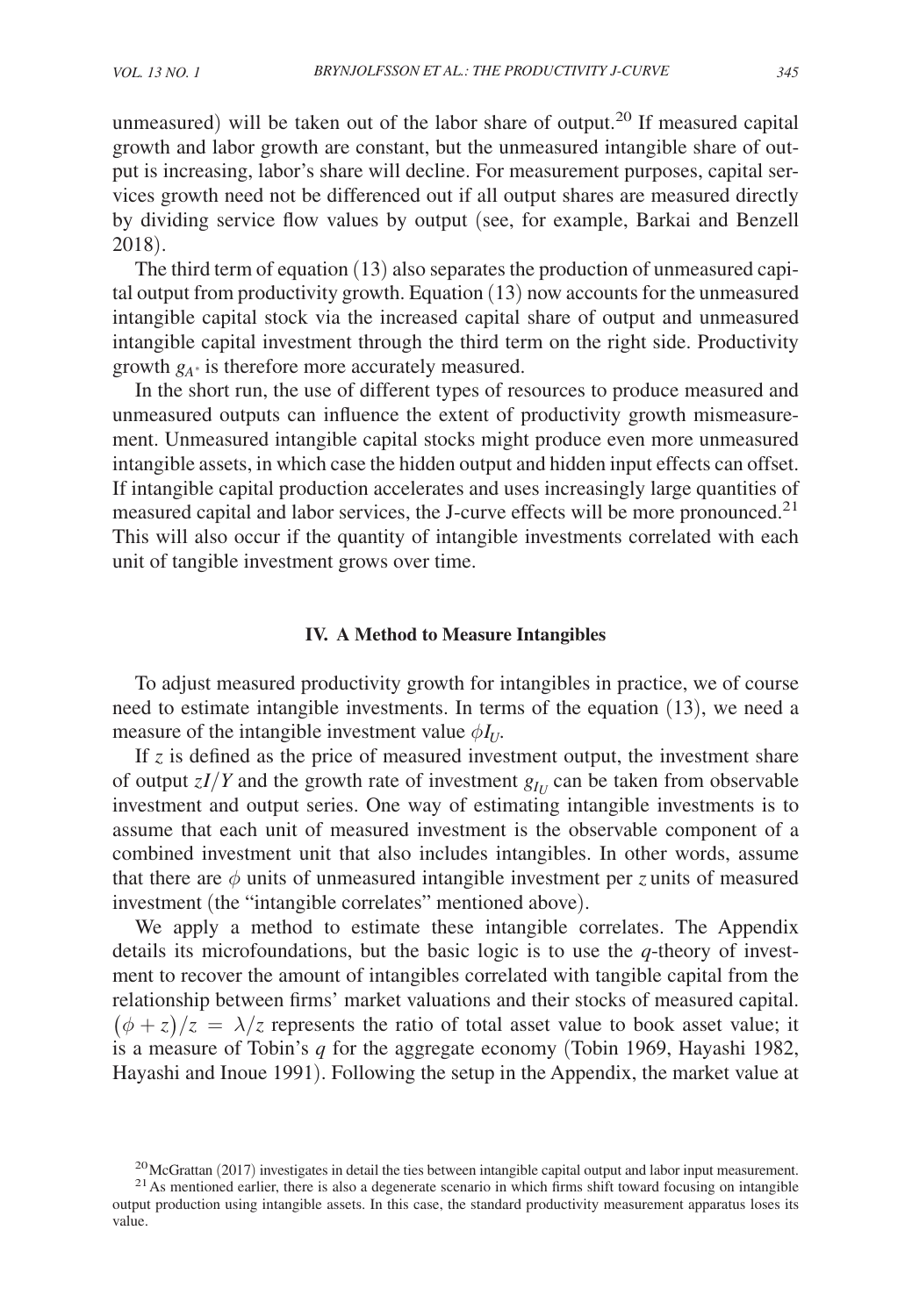unmeasured) will be taken out of the labor share of output.[20] If measured capital growth and labor growth are constant, but the unmeasured intangible share of output is increasing, labor's share will decline. For measurement purposes, capital services growth need not be differenced out if all output shares are measured directly by dividing service flow values by output (see, for example, Barkai and Benzell 2018).

The third term of equation (13) also separates the production of unmeasured capital output from productivity growth. Equation (13) now accounts for the unmeasured intangible capital stock via the increased capital share of output and unmeasured intangible capital investment through the third term on the right side. Productivity growth $g_{A^*}$ is therefore more accurately measured.

In the short run, the use of different types of resources to produce measured and unmeasured outputs can influence the extent of productivity growth mismeasurement. Unmeasured intangible capital stocks might produce even more unmeasured intangible assets, in which case the hidden output and hidden input effects can offset. If intangible capital production accelerates and uses increasingly large quantities of measured capital and labor services, the J-curve effects will be more pronounced.[21] This will also occur if the quantity of intangible investments correlated with each unit of tangible investment grows over time.

## IV. A Method to Measure Intangibles

To adjust measured productivity growth for intangibles in practice, we of course need to estimate intangible investments. In terms of the equation (13), we need a measure of the intangible investment value $\phi I_U$.

If $z$ is defined as the price of measured investment output, the investment share of output $zI/Y$ and the growth rate of investment $g_{I_U}$ can be taken from observable investment and output series. One way of estimating intangible investments is to assume that each unit of measured investment is the observable component of a combined investment unit that also includes intangibles. In other words, assume that there are $\phi$ units of unmeasured intangible investment per $z$ units of measured investment (the "intangible correlates" mentioned above).

We apply a method to estimate these intangible correlates. The Appendix details its microfoundations, but the basic logic is to use the $q$-theory of investment to recover the amount of intangibles correlated with tangible capital from the relationship between firms' market valuations and their stocks of measured capital. $(\phi + z)/z = \lambda/z$ represents the ratio of total asset value to book asset value; it is a measure of Tobin's $q$ for the aggregate economy (Tobin 1969, Hayashi 1982, Hayashi and Inoue 1991). Following the setup in the Appendix, the market value at

[20] McGrattan (2017) investigates in detail the ties between intangible capital output and labor input measurement.

[21] As mentioned earlier, there is also a degenerate scenario in which firms shift toward focusing on intangible output production using intangible assets. In this case, the standard productivity measurement apparatus loses its value.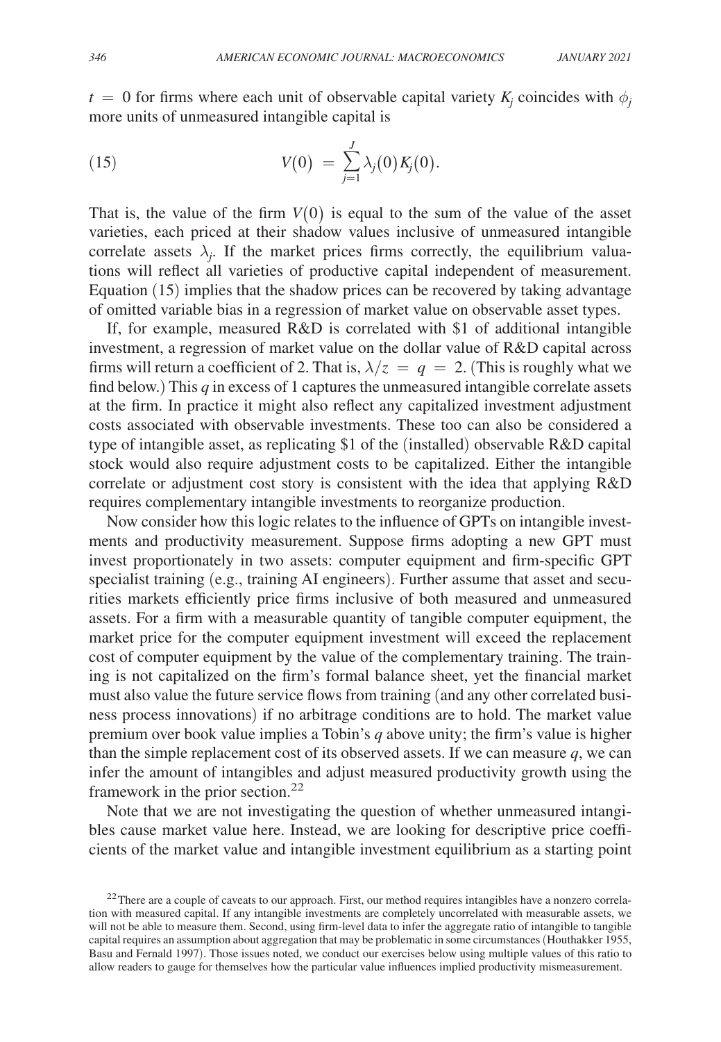$t = 0$ for firms where each unit of observable capital variety $K_j$ coincides with $\phi_j$ more units of unmeasured intangible capital is

$$V(0) = \sum_{j=1}^{J} \lambda_j(0) K_j(0). \tag{15}$$

That is, the value of the firm $V(0)$ is equal to the sum of the value of the asset varieties, each priced at their shadow values inclusive of unmeasured intangible correlate assets $\lambda_j$. If the market prices firms correctly, the equilibrium valuations will reflect all varieties of productive capital independent of measurement. Equation (15) implies that the shadow prices can be recovered by taking advantage of omitted variable bias in a regression of market value on observable asset types.

If, for example, measured R&D is correlated with \$1 of additional intangible investment, a regression of market value on the dollar value of R&D capital across firms will return a coefficient of 2. That is, $\lambda/z = q = 2$. (This is roughly what we find below.) This $q$ in excess of 1 captures the unmeasured intangible correlate assets at the firm. In practice it might also reflect any capitalized investment adjustment costs associated with observable investments. These too can also be considered a type of intangible asset, as replicating \$1 of the (installed) observable R&D capital stock would also require adjustment costs to be capitalized. Either the intangible correlate or adjustment cost story is consistent with the idea that applying R&D requires complementary intangible investments to reorganize production.

Now consider how this logic relates to the influence of GPTs on intangible investments and productivity measurement. Suppose firms adopting a new GPT must invest proportionately in two assets: computer equipment and firm-specific GPT specialist training (e.g., training AI engineers). Further assume that asset and securities markets efficiently price firms inclusive of both measured and unmeasured assets. For a firm with a measurable quantity of tangible computer equipment, the market price for the computer equipment investment will exceed the replacement cost of computer equipment by the value of the complementary training. The training is not capitalized on the firm's formal balance sheet, yet the financial market must also value the future service flows from training (and any other correlated business process innovations) if no arbitrage conditions are to hold. The market value premium over book value implies a Tobin's $q$ above unity; the firm's value is higher than the simple replacement cost of its observed assets. If we can measure $q$, we can infer the amount of intangibles and adjust measured productivity growth using the framework in the prior section.[22]

Note that we are not investigating the question of whether unmeasured intangibles cause market value here. Instead, we are looking for descriptive price coefficients of the market value and intangible investment equilibrium as a starting point

[22] There are a couple of caveats to our approach. First, our method requires intangibles have a nonzero correlation with measured capital. If any intangible investments are completely uncorrelated with measurable assets, we will not be able to measure them. Second, using firm-level data to infer the aggregate ratio of intangible to tangible capital requires an assumption about aggregation that may be problematic in some circumstances (Houthakker 1955, Basu and Fernald 1997). Those issues noted, we conduct our exercises below using multiple values of this ratio to allow readers to gauge for themselves how the particular value influences implied productivity mismeasurement.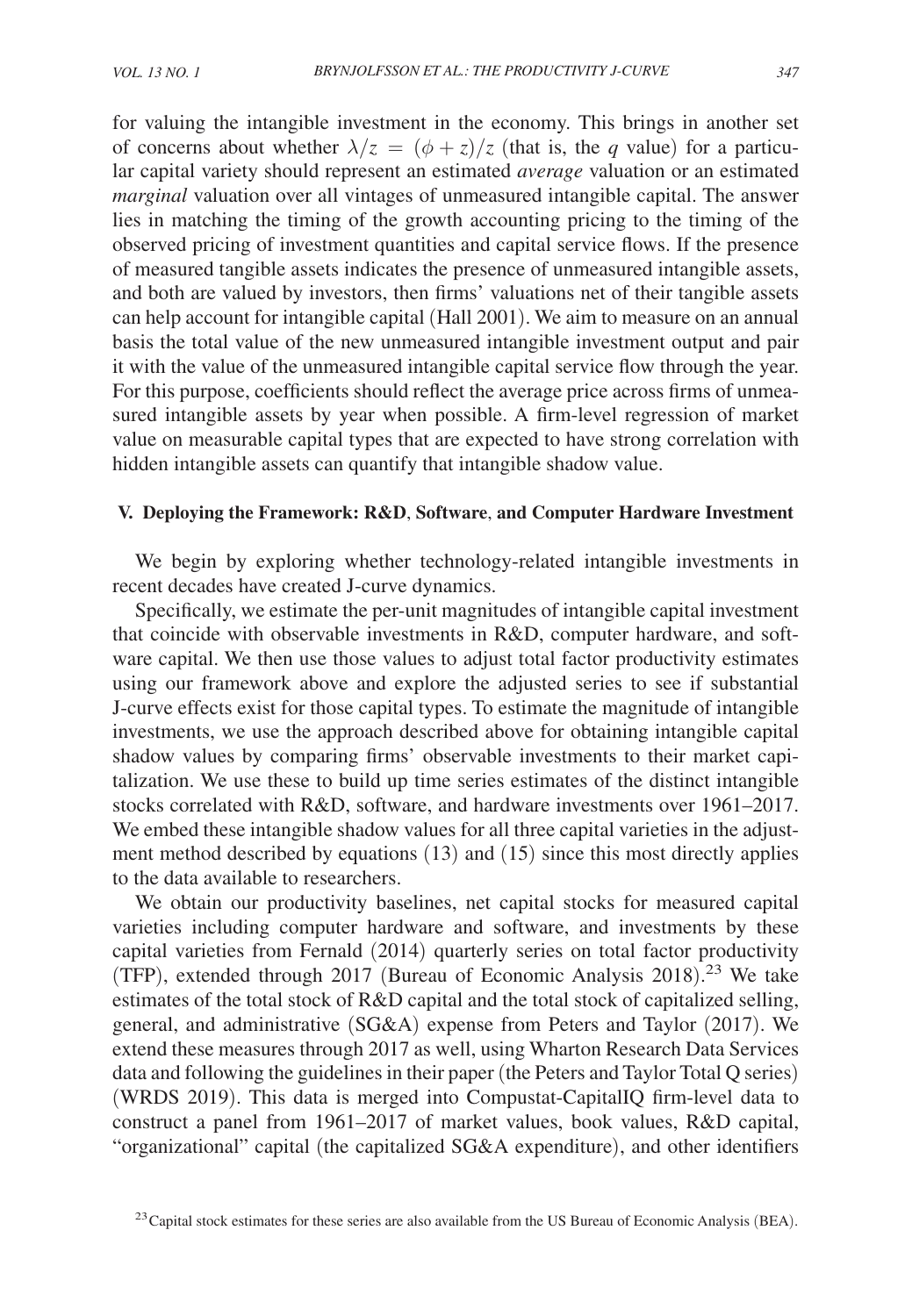for valuing the intangible investment in the economy. This brings in another set of concerns about whether $\lambda/z = (\phi + z)/z$ (that is, the $q$ value) for a particular capital variety should represent an estimated *average* valuation or an estimated *marginal* valuation over all vintages of unmeasured intangible capital. The answer lies in matching the timing of the growth accounting pricing to the timing of the observed pricing of investment quantities and capital service flows. If the presence of measured tangible assets indicates the presence of unmeasured intangible assets, and both are valued by investors, then firms' valuations net of their tangible assets can help account for intangible capital (Hall 2001). We aim to measure on an annual basis the total value of the new unmeasured intangible investment output and pair it with the value of the unmeasured intangible capital service flow through the year. For this purpose, coefficients should reflect the average price across firms of unmeasured intangible assets by year when possible. A firm-level regression of market value on measurable capital types that are expected to have strong correlation with hidden intangible assets can quantify that intangible shadow value.

## V. Deploying the Framework: R&D, Software, and Computer Hardware Investment

We begin by exploring whether technology-related intangible investments in recent decades have created J-curve dynamics.

Specifically, we estimate the per-unit magnitudes of intangible capital investment that coincide with observable investments in R&D, computer hardware, and software capital. We then use those values to adjust total factor productivity estimates using our framework above and explore the adjusted series to see if substantial J-curve effects exist for those capital types. To estimate the magnitude of intangible investments, we use the approach described above for obtaining intangible capital shadow values by comparing firms' observable investments to their market capitalization. We use these to build up time series estimates of the distinct intangible stocks correlated with R&D, software, and hardware investments over 1961–2017. We embed these intangible shadow values for all three capital varieties in the adjustment method described by equations (13) and (15) since this most directly applies to the data available to researchers.

We obtain our productivity baselines, net capital stocks for measured capital varieties including computer hardware and software, and investments by these capital varieties from Fernald (2014) quarterly series on total factor productivity (TFP), extended through 2017 (Bureau of Economic Analysis 2018).[23] We take estimates of the total stock of R&D capital and the total stock of capitalized selling, general, and administrative (SG&A) expense from Peters and Taylor (2017). We extend these measures through 2017 as well, using Wharton Research Data Services data and following the guidelines in their paper (the Peters and Taylor Total Q series) (WRDS 2019). This data is merged into Compustat-CapitalIQ firm-level data to construct a panel from 1961–2017 of market values, book values, R&D capital, "organizational" capital (the capitalized SG&A expenditure), and other identifiers

[23] Capital stock estimates for these series are also available from the US Bureau of Economic Analysis (BEA).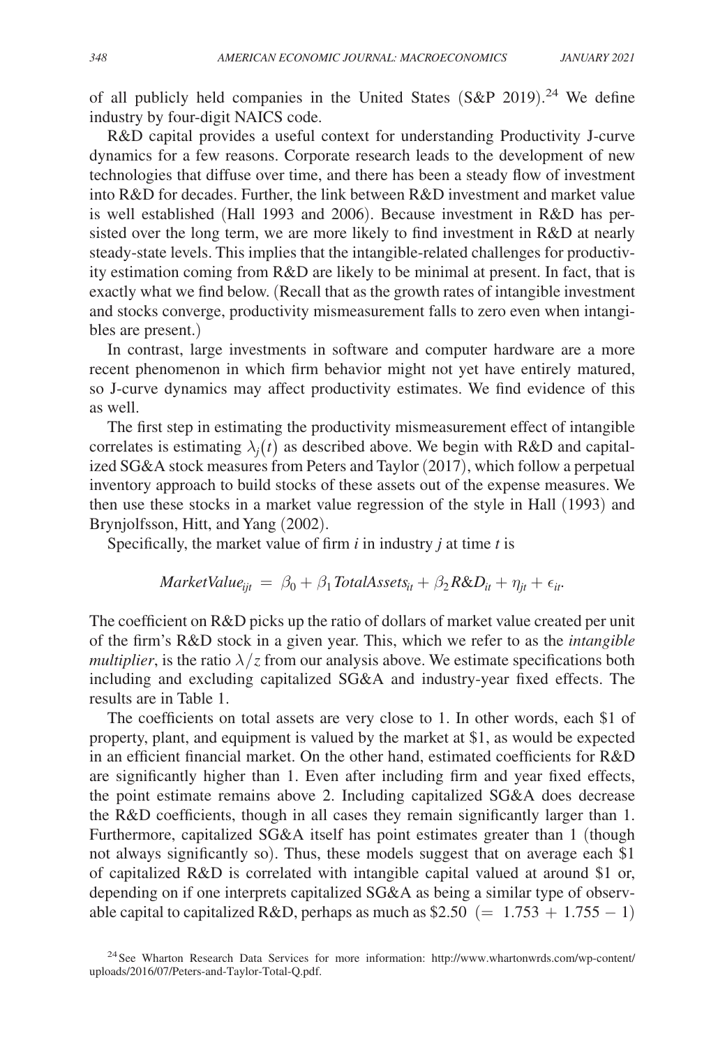of all publicly held companies in the United States (S&P 2019).[24] We define industry by four-digit NAICS code.

R&D capital provides a useful context for understanding Productivity J-curve dynamics for a few reasons. Corporate research leads to the development of new technologies that diffuse over time, and there has been a steady flow of investment into R&D for decades. Further, the link between R&D investment and market value is well established (Hall 1993 and 2006). Because investment in R&D has persisted over the long term, we are more likely to find investment in R&D at nearly steady-state levels. This implies that the intangible-related challenges for productivity estimation coming from R&D are likely to be minimal at present. In fact, that is exactly what we find below. (Recall that as the growth rates of intangible investment and stocks converge, productivity mismeasurement falls to zero even when intangibles are present.)

In contrast, large investments in software and computer hardware are a more recent phenomenon in which firm behavior might not yet have entirely matured, so J-curve dynamics may affect productivity estimates. We find evidence of this as well.

The first step in estimating the productivity mismeasurement effect of intangible correlates is estimating $\lambda_j(t)$ as described above. We begin with R&D and capitalized SG&A stock measures from Peters and Taylor (2017), which follow a perpetual inventory approach to build stocks of these assets out of the expense measures. We then use these stocks in a market value regression of the style in Hall (1993) and Brynjolfsson, Hitt, and Yang (2002).

Specifically, the market value of firm $i$ in industry $j$ at time $t$ is

$$MarketValue_{ijt} = \beta_0 + \beta_1 TotalAssets_{it} + \beta_2 R\&D_{it} + \eta_{jt} + \epsilon_{it}.$$

The coefficient on R&D picks up the ratio of dollars of market value created per unit of the firm's R&D stock in a given year. This, which we refer to as the *intangible multiplier*, is the ratio $\lambda/z$ from our analysis above. We estimate specifications both including and excluding capitalized SG&A and industry-year fixed effects. The results are in Table 1.

The coefficients on total assets are very close to 1. In other words, each \$1 of property, plant, and equipment is valued by the market at \$1, as would be expected in an efficient financial market. On the other hand, estimated coefficients for R&D are significantly higher than 1. Even after including firm and year fixed effects, the point estimate remains above 2. Including capitalized SG&A does decrease the R&D coefficients, though in all cases they remain significantly larger than 1. Furthermore, capitalized SG&A itself has point estimates greater than 1 (though not always significantly so). Thus, these models suggest that on average each \$1 of capitalized R&D is correlated with intangible capital valued at around \$1 or, depending on if one interprets capitalized SG&A as being a similar type of observable capital to capitalized R&D, perhaps as much as \$2.50 $(= 1.753 + 1.755 - 1)$

[24] See Wharton Research Data Services for more information: http://www.whartonwrds.com/wp-content/uploads/2016/07/Peters-and-Taylor-Total-Q.pdf.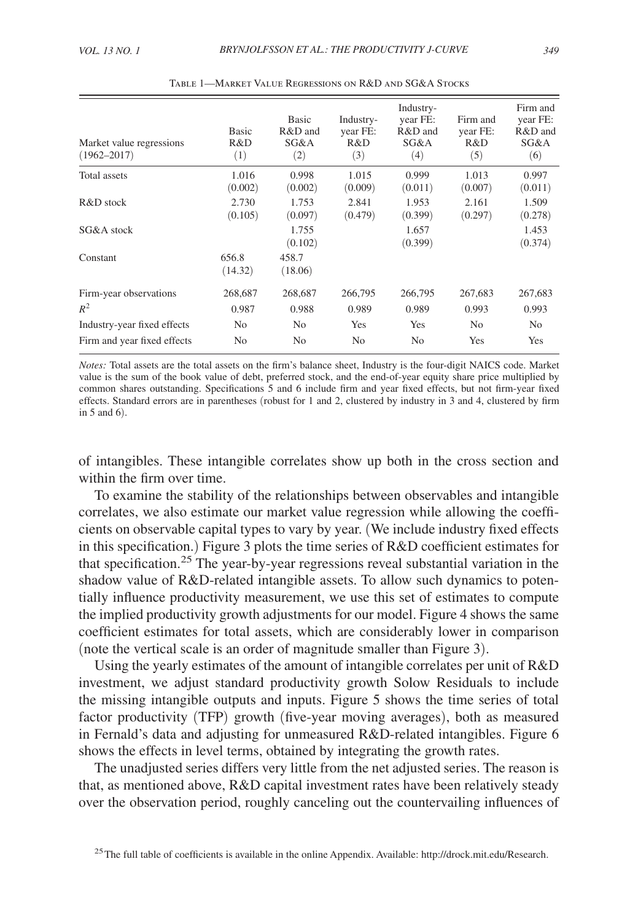Table 1—Market Value Regressions on R&D and SG&A Stocks

| Market value regressions (1962–2017) | Basic R&D (1) | Basic R&D and SG&A (2) | Industry-year FE: R&D (3) | Industry-year FE: R&D and SG&A (4) | Firm and year FE: R&D (5) | Firm and year FE: R&D and SG&A (6) |
|---|---|---|---|---|---|---|
| Total assets | 1.016 | 0.998 | 1.015 | 0.999 | 1.013 | 0.997 |
| | (0.002) | (0.002) | (0.009) | (0.011) | (0.007) | (0.011) |
| R&D stock | 2.730 | 1.753 | 2.841 | 1.953 | 2.161 | 1.509 |
| | (0.105) | (0.097) | (0.479) | (0.399) | (0.297) | (0.278) |
| SG&A stock | | 1.755 | | 1.657 | | 1.453 |
| | | (0.102) | | (0.399) | | (0.374) |
| Constant | 656.8 | 458.7 | | | | |
| | (14.32) | (18.06) | | | | |
| Firm-year observations | 268,687 | 268,687 | 266,795 | 266,795 | 267,683 | 267,683 |
| $R^2$ | 0.987 | 0.988 | 0.989 | 0.989 | 0.993 | 0.993 |
| Industry-year fixed effects | No | No | Yes | Yes | No | No |
| Firm and year fixed effects | No | No | No | No | Yes | Yes |

*Notes:* Total assets are the total assets on the firm's balance sheet, Industry is the four-digit NAICS code. Market value is the sum of the book value of debt, preferred stock, and the end-of-year equity share price multiplied by common shares outstanding. Specifications 5 and 6 include firm and year fixed effects, but not firm-year fixed effects. Standard errors are in parentheses (robust for 1 and 2, clustered by industry in 3 and 4, clustered by firm in 5 and 6).

of intangibles. These intangible correlates show up both in the cross section and within the firm over time.

To examine the stability of the relationships between observables and intangible correlates, we also estimate our market value regression while allowing the coefficients on observable capital types to vary by year. (We include industry fixed effects in this specification.) Figure 3 plots the time series of R&D coefficient estimates for that specification.[25] The year-by-year regressions reveal substantial variation in the shadow value of R&D-related intangible assets. To allow such dynamics to potentially influence productivity measurement, we use this set of estimates to compute the implied productivity growth adjustments for our model. Figure 4 shows the same coefficient estimates for total assets, which are considerably lower in comparison (note the vertical scale is an order of magnitude smaller than Figure 3).

Using the yearly estimates of the amount of intangible correlates per unit of R&D investment, we adjust standard productivity growth Solow Residuals to include the missing intangible outputs and inputs. Figure 5 shows the time series of total factor productivity (TFP) growth (five-year moving averages), both as measured in Fernald's data and adjusting for unmeasured R&D-related intangibles. Figure 6 shows the effects in level terms, obtained by integrating the growth rates.

The unadjusted series differs very little from the net adjusted series. The reason is that, as mentioned above, R&D capital investment rates have been relatively steady over the observation period, roughly canceling out the countervailing influences of

[25] The full table of coefficients is available in the online Appendix. Available: http://drock.mit.edu/Research.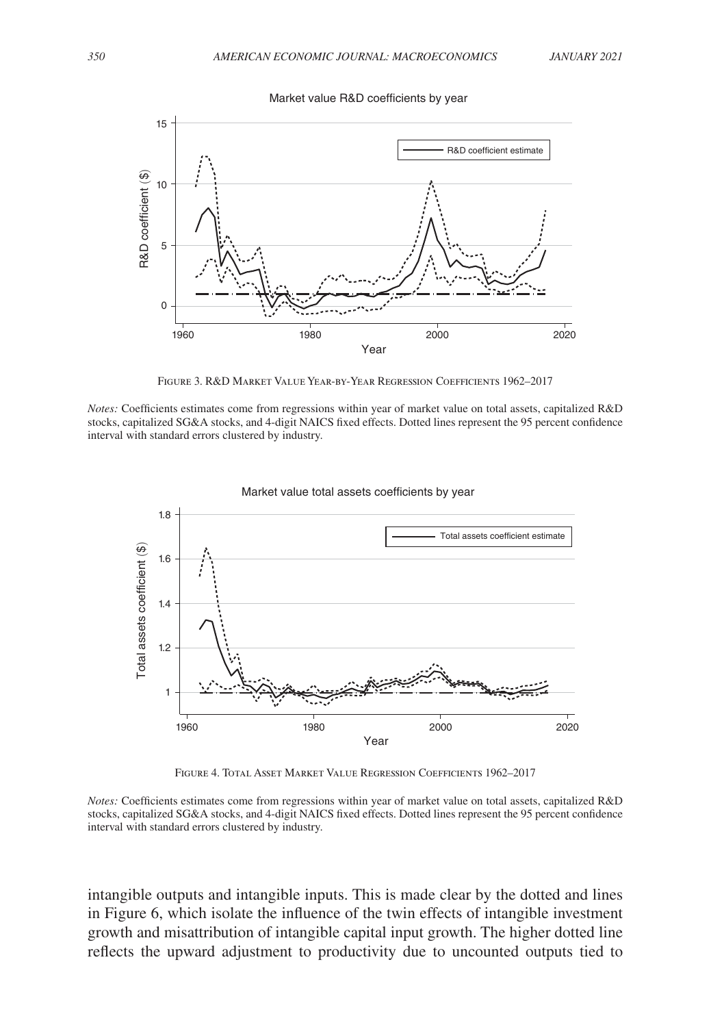Figure 3. R&D Market Value Year-by-Year Regression Coefficients 1962–2017

*Notes:* Coefficients estimates come from regressions within year of market value on total assets, capitalized R&D stocks, capitalized SG&A stocks, and 4-digit NAICS fixed effects. Dotted lines represent the 95 percent confidence interval with standard errors clustered by industry.

Figure 4. Total Asset Market Value Regression Coefficients 1962–2017

*Notes:* Coefficients estimates come from regressions within year of market value on total assets, capitalized R&D stocks, capitalized SG&A stocks, and 4-digit NAICS fixed effects. Dotted lines represent the 95 percent confidence interval with standard errors clustered by industry.

intangible outputs and intangible inputs. This is made clear by the dotted and lines in Figure 6, which isolate the influence of the twin effects of intangible investment growth and misattribution of intangible capital input growth. The higher dotted line reflects the upward adjustment to productivity due to uncounted outputs tied to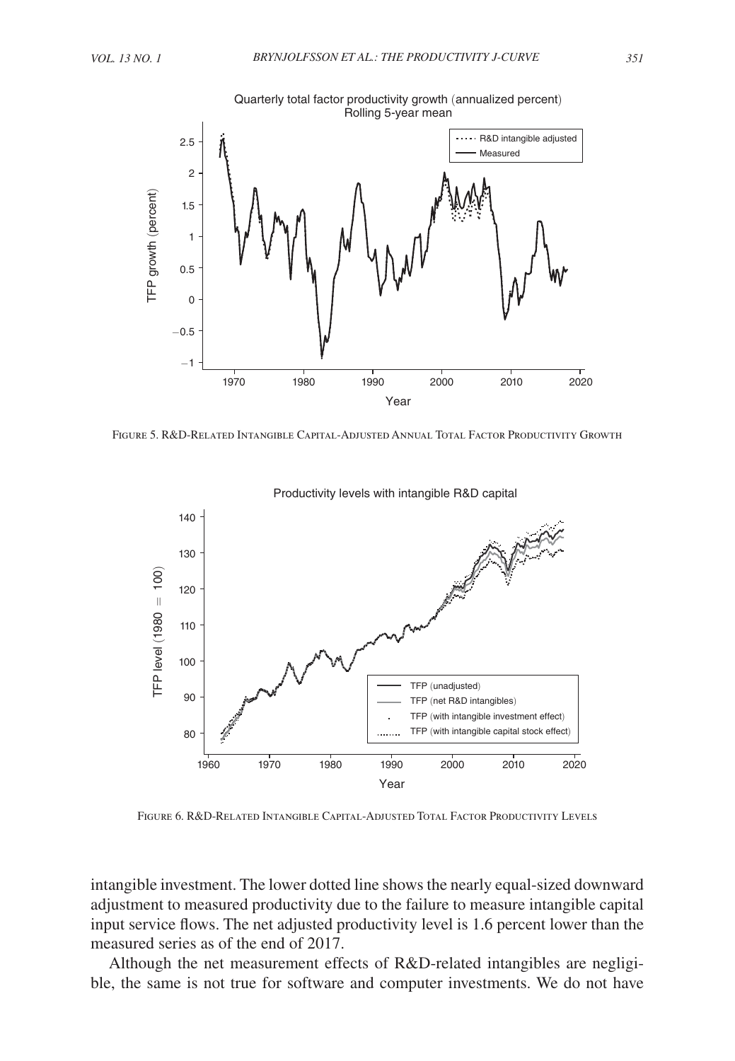Figure 5. R&D-Related Intangible Capital-Adjusted Annual Total Factor Productivity Growth

Figure 6. R&D-Related Intangible Capital-Adjusted Total Factor Productivity Levels

intangible investment. The lower dotted line shows the nearly equal-sized downward adjustment to measured productivity due to the failure to measure intangible capital input service flows. The net adjusted productivity level is 1.6 percent lower than the measured series as of the end of 2017.

Although the net measurement effects of R&D-related intangibles are negligible, the same is not true for software and computer investments. We do not have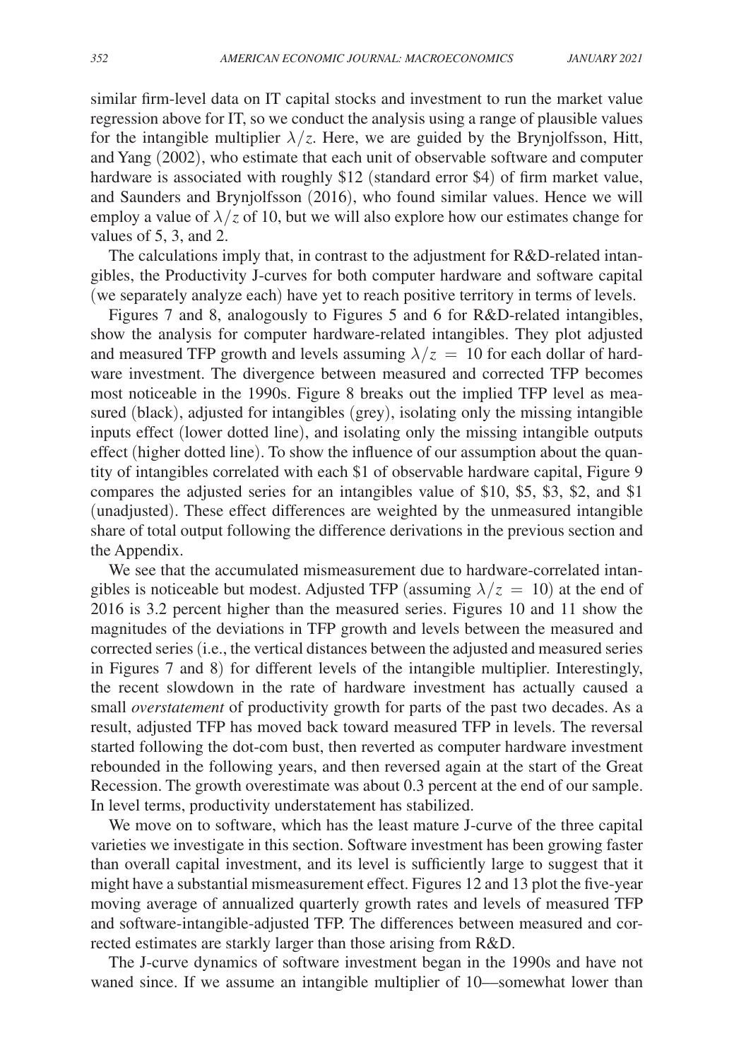similar firm-level data on IT capital stocks and investment to run the market value regression above for IT, so we conduct the analysis using a range of plausible values for the intangible multiplier $\lambda/z$. Here, we are guided by the Brynjolfsson, Hitt, and Yang (2002), who estimate that each unit of observable software and computer hardware is associated with roughly \$12 (standard error \$4) of firm market value, and Saunders and Brynjolfsson (2016), who found similar values. Hence we will employ a value of $\lambda/z$ of 10, but we will also explore how our estimates change for values of 5, 3, and 2.

The calculations imply that, in contrast to the adjustment for R&D-related intangibles, the Productivity J-curves for both computer hardware and software capital (we separately analyze each) have yet to reach positive territory in terms of levels.

Figures 7 and 8, analogously to Figures 5 and 6 for R&D-related intangibles, show the analysis for computer hardware-related intangibles. They plot adjusted and measured TFP growth and levels assuming $\lambda/z = 10$ for each dollar of hardware investment. The divergence between measured and corrected TFP becomes most noticeable in the 1990s. Figure 8 breaks out the implied TFP level as measured (black), adjusted for intangibles (grey), isolating only the missing intangible inputs effect (lower dotted line), and isolating only the missing intangible outputs effect (higher dotted line). To show the influence of our assumption about the quantity of intangibles correlated with each \$1 of observable hardware capital, Figure 9 compares the adjusted series for an intangibles value of \$10, \$5, \$3, \$2, and \$1 (unadjusted). These effect differences are weighted by the unmeasured intangible share of total output following the difference derivations in the previous section and the Appendix.

We see that the accumulated mismeasurement due to hardware-correlated intangibles is noticeable but modest. Adjusted TFP (assuming $\lambda/z = 10$) at the end of 2016 is 3.2 percent higher than the measured series. Figures 10 and 11 show the magnitudes of the deviations in TFP growth and levels between the measured and corrected series (i.e., the vertical distances between the adjusted and measured series in Figures 7 and 8) for different levels of the intangible multiplier. Interestingly, the recent slowdown in the rate of hardware investment has actually caused a small *overstatement* of productivity growth for parts of the past two decades. As a result, adjusted TFP has moved back toward measured TFP in levels. The reversal started following the dot-com bust, then reverted as computer hardware investment rebounded in the following years, and then reversed again at the start of the Great Recession. The growth overestimate was about 0.3 percent at the end of our sample. In level terms, productivity understatement has stabilized.

We move on to software, which has the least mature J-curve of the three capital varieties we investigate in this section. Software investment has been growing faster than overall capital investment, and its level is sufficiently large to suggest that it might have a substantial mismeasurement effect. Figures 12 and 13 plot the five-year moving average of annualized quarterly growth rates and levels of measured TFP and software-intangible-adjusted TFP. The differences between measured and corrected estimates are starkly larger than those arising from R&D.

The J-curve dynamics of software investment began in the 1990s and have not waned since. If we assume an intangible multiplier of 10—somewhat lower than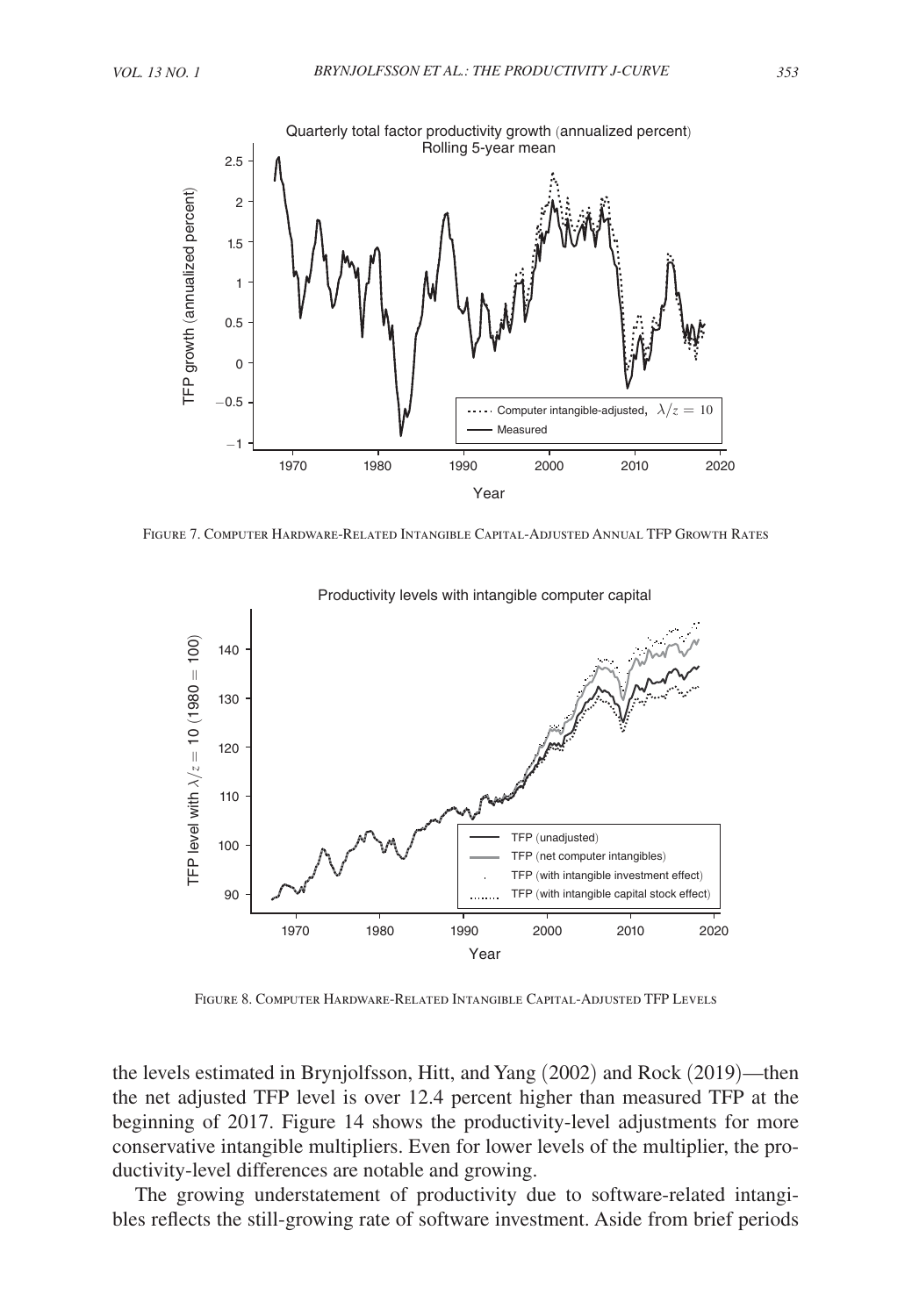Figure 7. Computer Hardware-Related Intangible Capital-Adjusted Annual TFP Growth Rates

Figure 8. Computer Hardware-Related Intangible Capital-Adjusted TFP Levels

the levels estimated in Brynjolfsson, Hitt, and Yang (2002) and Rock (2019)—then the net adjusted TFP level is over 12.4 percent higher than measured TFP at the beginning of 2017. Figure 14 shows the productivity-level adjustments for more conservative intangible multipliers. Even for lower levels of the multiplier, the productivity-level differences are notable and growing.

The growing understatement of productivity due to software-related intangibles reflects the still-growing rate of software investment. Aside from brief periods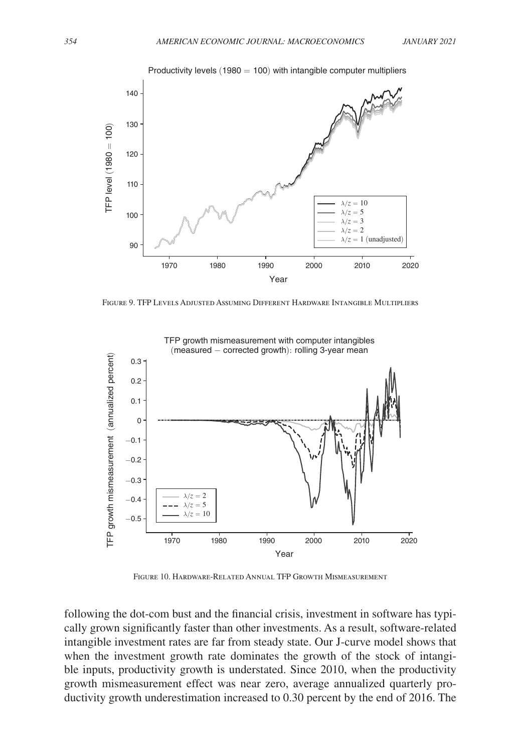FIGURE 9. TFP LEVELS ADJUSTED ASSUMING DIFFERENT HARDWARE INTANGIBLE MULTIPLIERS

FIGURE 10. HARDWARE-RELATED ANNUAL TFP GROWTH MISMEASUREMENT

following the dot-com bust and the financial crisis, investment in software has typically grown significantly faster than other investments. As a result, software-related intangible investment rates are far from steady state. Our J-curve model shows that when the investment growth rate dominates the growth of the stock of intangible inputs, productivity growth is understated. Since 2010, when the productivity growth mismeasurement effect was near zero, average annualized quarterly productivity growth underestimation increased to 0.30 percent by the end of 2016. The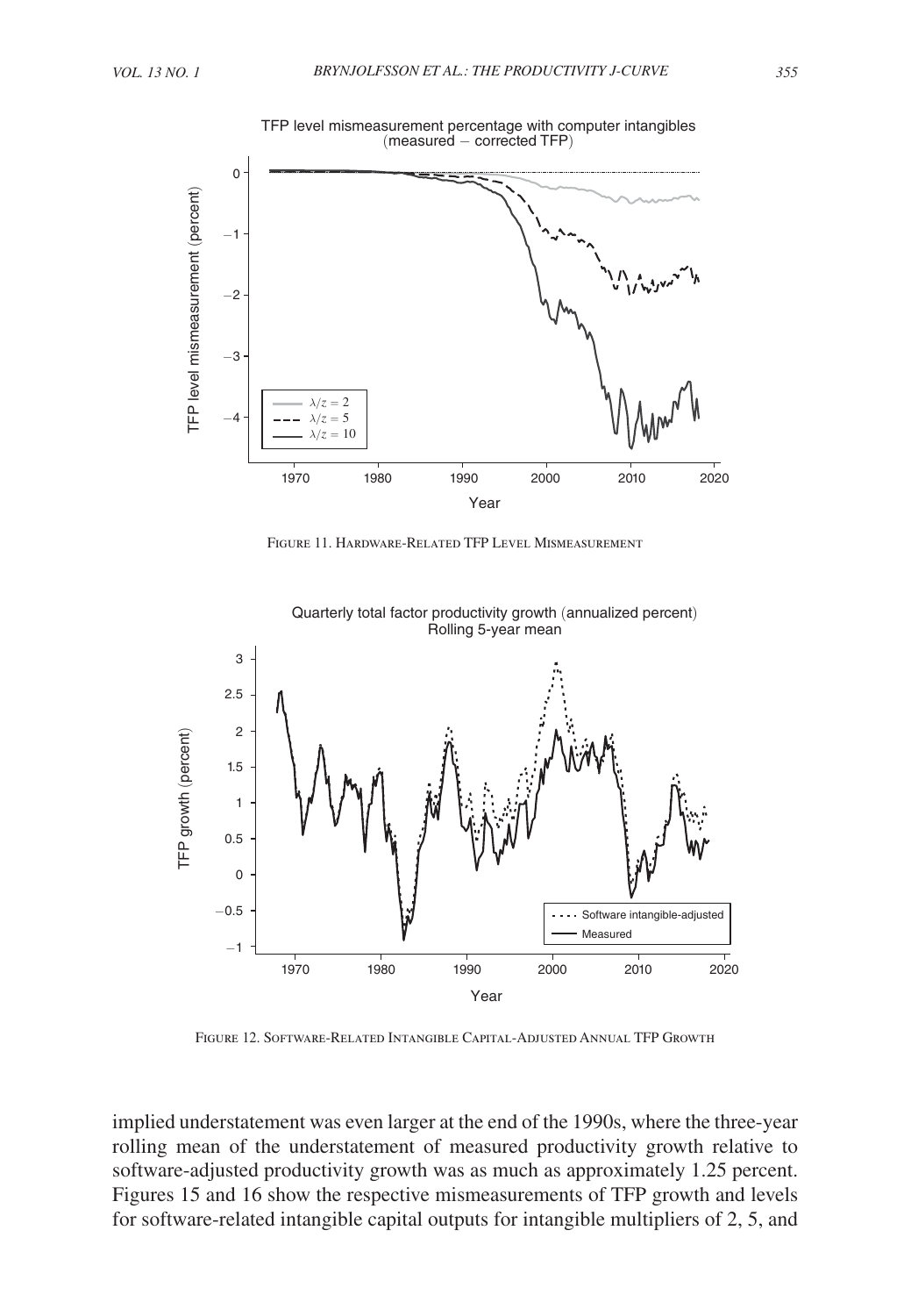Figure 11. Hardware-Related TFP Level Mismeasurement

Figure 12. Software-Related Intangible Capital-Adjusted Annual TFP Growth

implied understatement was even larger at the end of the 1990s, where the three-year rolling mean of the understatement of measured productivity growth relative to software-adjusted productivity growth was as much as approximately 1.25 percent. Figures 15 and 16 show the respective mismeasurements of TFP growth and levels for software-related intangible capital outputs for intangible multipliers of 2, 5, and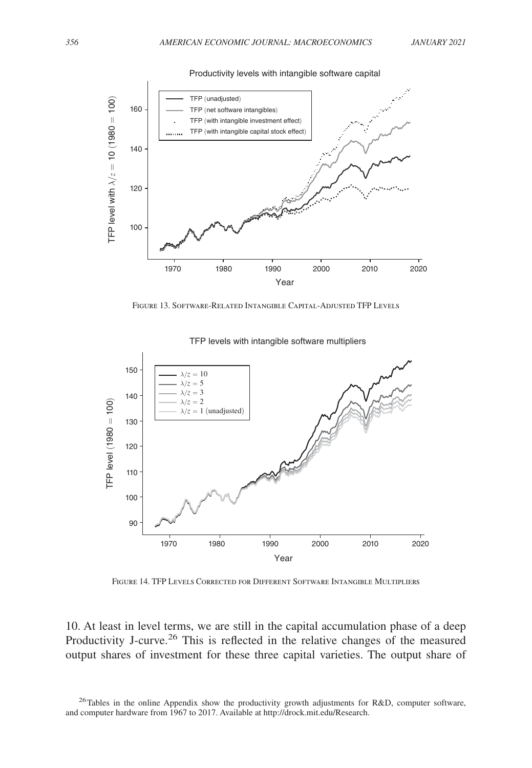Figure 13. Software-Related Intangible Capital-Adjusted TFP Levels

Figure 14. TFP Levels Corrected for Different Software Intangible Multipliers

10. At least in level terms, we are still in the capital accumulation phase of a deep Productivity J-curve.[26] This is reflected in the relative changes of the measured output shares of investment for these three capital varieties. The output share of

[26] Tables in the online Appendix show the productivity growth adjustments for R&D, computer software, and computer hardware from 1967 to 2017. Available at http://drock.mit.edu/Research.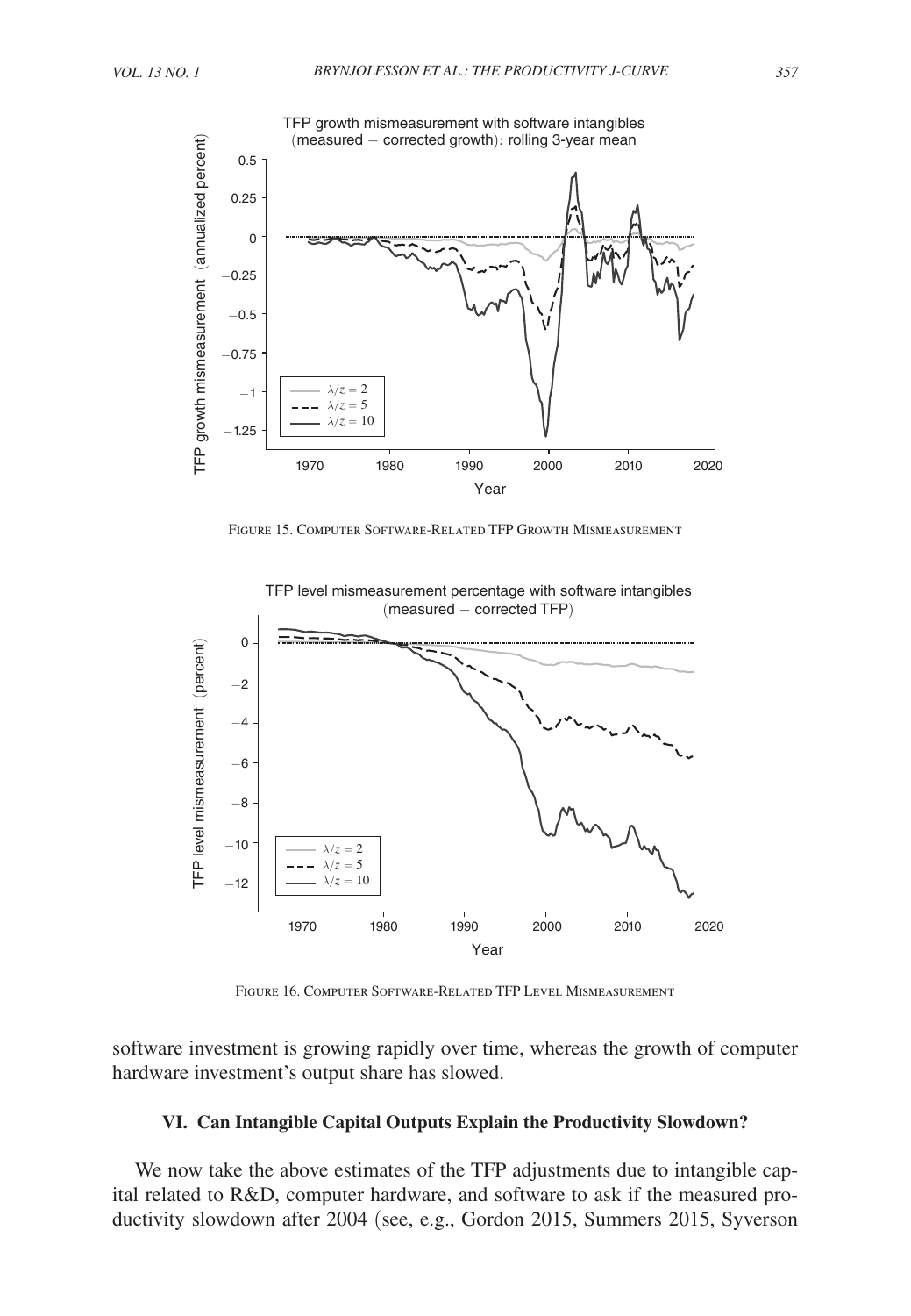Figure 15. Computer Software-Related TFP Growth Mismeasurement

Figure 16. Computer Software-Related TFP Level Mismeasurement

software investment is growing rapidly over time, whereas the growth of computer hardware investment's output share has slowed.

## VI. Can Intangible Capital Outputs Explain the Productivity Slowdown?

We now take the above estimates of the TFP adjustments due to intangible capital related to R&D, computer hardware, and software to ask if the measured productivity slowdown after 2004 (see, e.g., Gordon 2015, Summers 2015, Syverson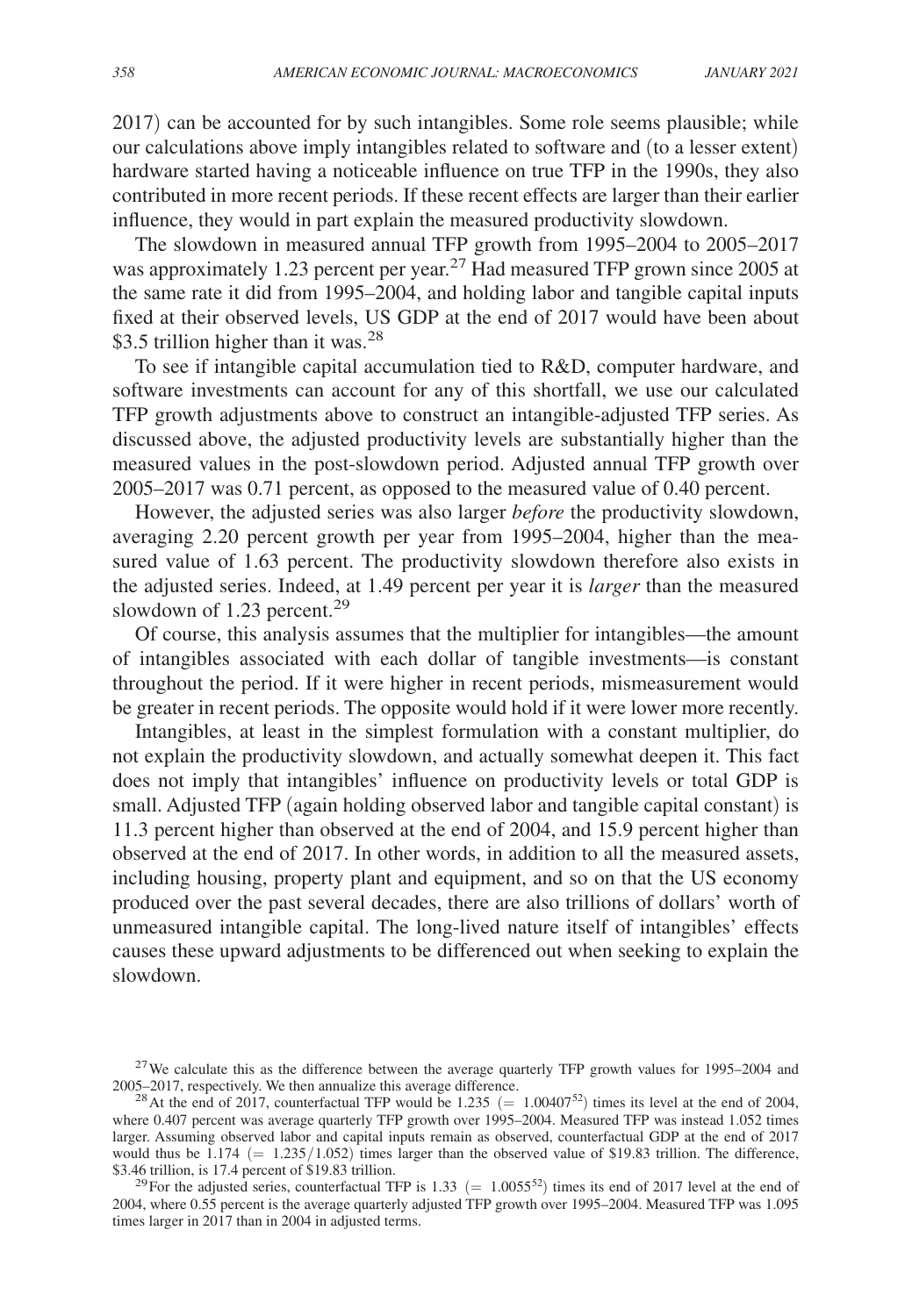2017) can be accounted for by such intangibles. Some role seems plausible; while our calculations above imply intangibles related to software and (to a lesser extent) hardware started having a noticeable influence on true TFP in the 1990s, they also contributed in more recent periods. If these recent effects are larger than their earlier influence, they would in part explain the measured productivity slowdown.

The slowdown in measured annual TFP growth from 1995–2004 to 2005–2017 was approximately 1.23 percent per year.[27] Had measured TFP grown since 2005 at the same rate it did from 1995–2004, and holding labor and tangible capital inputs fixed at their observed levels, US GDP at the end of 2017 would have been about \$3.5 trillion higher than it was.[28]

To see if intangible capital accumulation tied to R&D, computer hardware, and software investments can account for any of this shortfall, we use our calculated TFP growth adjustments above to construct an intangible-adjusted TFP series. As discussed above, the adjusted productivity levels are substantially higher than the measured values in the post-slowdown period. Adjusted annual TFP growth over 2005–2017 was 0.71 percent, as opposed to the measured value of 0.40 percent.

However, the adjusted series was also larger *before* the productivity slowdown, averaging 2.20 percent growth per year from 1995–2004, higher than the measured value of 1.63 percent. The productivity slowdown therefore also exists in the adjusted series. Indeed, at 1.49 percent per year it is *larger* than the measured slowdown of 1.23 percent.[29]

Of course, this analysis assumes that the multiplier for intangibles—the amount of intangibles associated with each dollar of tangible investments—is constant throughout the period. If it were higher in recent periods, mismeasurement would be greater in recent periods. The opposite would hold if it were lower more recently.

Intangibles, at least in the simplest formulation with a constant multiplier, do not explain the productivity slowdown, and actually somewhat deepen it. This fact does not imply that intangibles' influence on productivity levels or total GDP is small. Adjusted TFP (again holding observed labor and tangible capital constant) is 11.3 percent higher than observed at the end of 2004, and 15.9 percent higher than observed at the end of 2017. In other words, in addition to all the measured assets, including housing, property plant and equipment, and so on that the US economy produced over the past several decades, there are also trillions of dollars' worth of unmeasured intangible capital. The long-lived nature itself of intangibles' effects causes these upward adjustments to be differenced out when seeking to explain the slowdown.

[27] We calculate this as the difference between the average quarterly TFP growth values for 1995–2004 and 2005–2017, respectively. We then annualize this average difference.

[28] At the end of 2017, counterfactual TFP would be 1.235 $(= 1.00407^{52})$ times its level at the end of 2004, where 0.407 percent was average quarterly TFP growth over 1995–2004. Measured TFP was instead 1.052 times larger. Assuming observed labor and capital inputs remain as observed, counterfactual GDP at the end of 2017 would thus be 1.174 $(= 1.235/1.052)$ times larger than the observed value of \$19.83 trillion. The difference, \$3.46 trillion, is 17.4 percent of \$19.83 trillion.

[29] For the adjusted series, counterfactual TFP is 1.33 $(= 1.0055^{52})$ times its end of 2017 level at the end of 2004, where 0.55 percent is the average quarterly adjusted TFP growth over 1995–2004. Measured TFP was 1.095 times larger in 2017 than in 2004 in adjusted terms.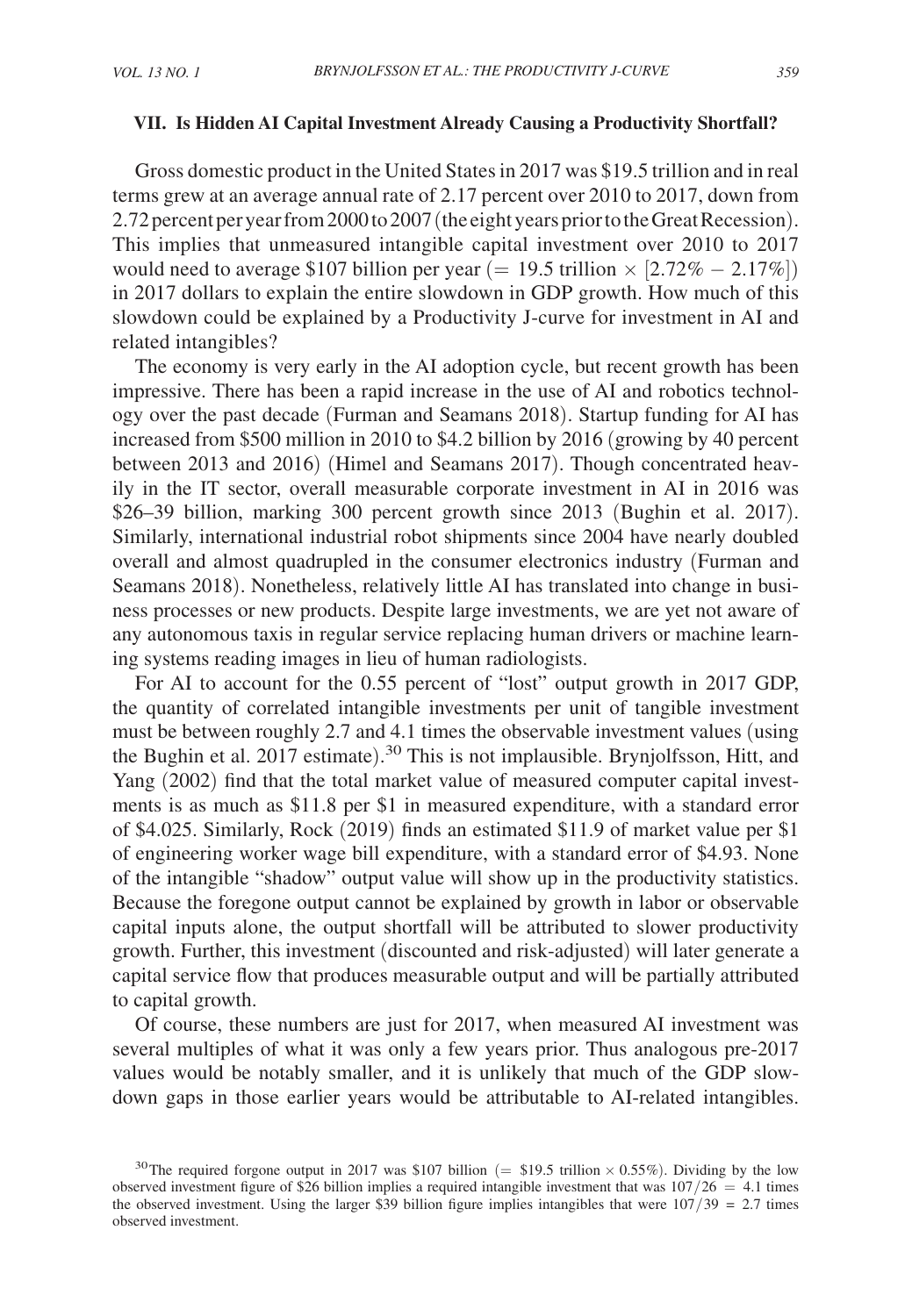## VII. Is Hidden AI Capital Investment Already Causing a Productivity Shortfall?

Gross domestic product in the United States in 2017 was \$19.5 trillion and in real terms grew at an average annual rate of 2.17 percent over 2010 to 2017, down from 2.72 percent per year from 2000 to 2007 (the eight years prior to the Great Recession). This implies that unmeasured intangible capital investment over 2010 to 2017 would need to average \$107 billion per year ($= 19.5$ trillion $\times [2.72\% - 2.17\%]$) in 2017 dollars to explain the entire slowdown in GDP growth. How much of this slowdown could be explained by a Productivity J-curve for investment in AI and related intangibles?

The economy is very early in the AI adoption cycle, but recent growth has been impressive. There has been a rapid increase in the use of AI and robotics technology over the past decade (Furman and Seamans 2018). Startup funding for AI has increased from \$500 million in 2010 to \$4.2 billion by 2016 (growing by 40 percent between 2013 and 2016) (Himel and Seamans 2017). Though concentrated heavily in the IT sector, overall measurable corporate investment in AI in 2016 was \$26–39 billion, marking 300 percent growth since 2013 (Bughin et al. 2017). Similarly, international industrial robot shipments since 2004 have nearly doubled overall and almost quadrupled in the consumer electronics industry (Furman and Seamans 2018). Nonetheless, relatively little AI has translated into change in business processes or new products. Despite large investments, we are yet not aware of any autonomous taxis in regular service replacing human drivers or machine learning systems reading images in lieu of human radiologists.

For AI to account for the 0.55 percent of "lost" output growth in 2017 GDP, the quantity of correlated intangible investments per unit of tangible investment must be between roughly 2.7 and 4.1 times the observable investment values (using the Bughin et al. 2017 estimate).[30] This is not implausible. Brynjolfsson, Hitt, and Yang (2002) find that the total market value of measured computer capital investments is as much as \$11.8 per \$1 in measured expenditure, with a standard error of \$4.025. Similarly, Rock (2019) finds an estimated \$11.9 of market value per \$1 of engineering worker wage bill expenditure, with a standard error of \$4.93. None of the intangible "shadow" output value will show up in the productivity statistics. Because the foregone output cannot be explained by growth in labor or observable capital inputs alone, the output shortfall will be attributed to slower productivity growth. Further, this investment (discounted and risk-adjusted) will later generate a capital service flow that produces measurable output and will be partially attributed to capital growth.

Of course, these numbers are just for 2017, when measured AI investment was several multiples of what it was only a few years prior. Thus analogous pre-2017 values would be notably smaller, and it is unlikely that much of the GDP slowdown gaps in those earlier years would be attributable to AI-related intangibles.

[30] The required forgone output in 2017 was \$107 billion ($=$ \$19.5 trillion $\times$ 0.55%). Dividing by the low observed investment figure of \$26 billion implies a required intangible investment that was $107/26 = 4.1$ times the observed investment. Using the larger \$39 billion figure implies intangibles that were $107/39 = 2.7$ times observed investment.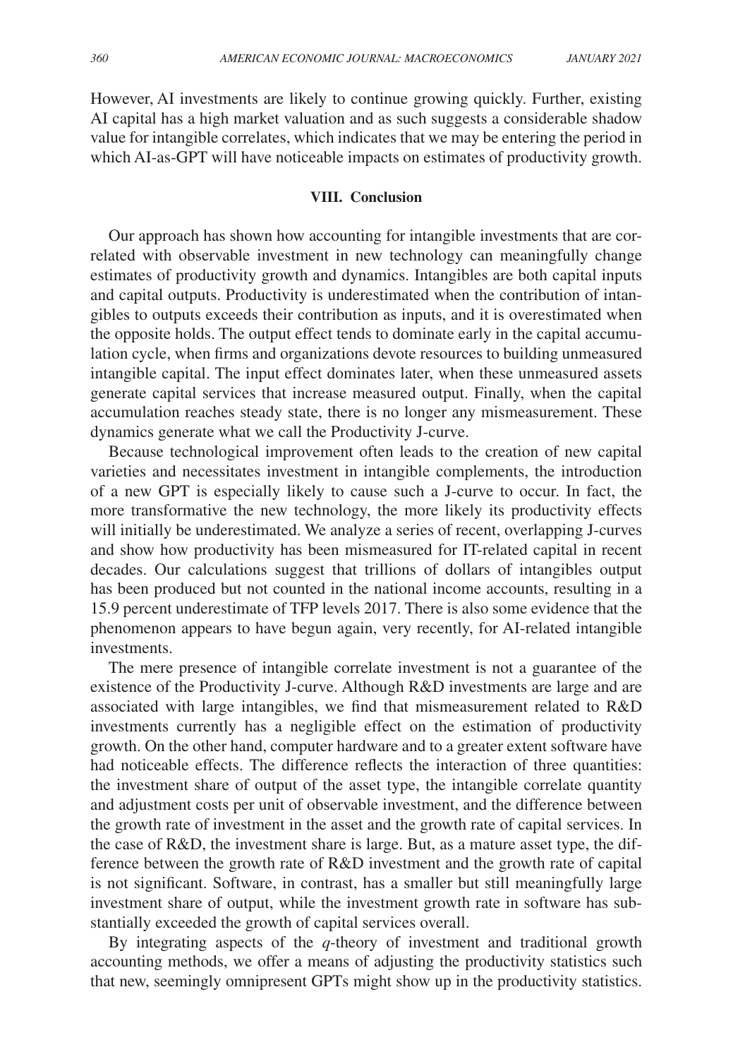However, AI investments are likely to continue growing quickly. Further, existing AI capital has a high market valuation and as such suggests a considerable shadow value for intangible correlates, which indicates that we may be entering the period in which AI-as-GPT will have noticeable impacts on estimates of productivity growth.

## VIII. Conclusion

Our approach has shown how accounting for intangible investments that are correlated with observable investment in new technology can meaningfully change estimates of productivity growth and dynamics. Intangibles are both capital inputs and capital outputs. Productivity is underestimated when the contribution of intangibles to outputs exceeds their contribution as inputs, and it is overestimated when the opposite holds. The output effect tends to dominate early in the capital accumulation cycle, when firms and organizations devote resources to building unmeasured intangible capital. The input effect dominates later, when these unmeasured assets generate capital services that increase measured output. Finally, when the capital accumulation reaches steady state, there is no longer any mismeasurement. These dynamics generate what we call the Productivity J-curve.

Because technological improvement often leads to the creation of new capital varieties and necessitates investment in intangible complements, the introduction of a new GPT is especially likely to cause such a J-curve to occur. In fact, the more transformative the new technology, the more likely its productivity effects will initially be underestimated. We analyze a series of recent, overlapping J-curves and show how productivity has been mismeasured for IT-related capital in recent decades. Our calculations suggest that trillions of dollars of intangibles output has been produced but not counted in the national income accounts, resulting in a 15.9 percent underestimate of TFP levels 2017. There is also some evidence that the phenomenon appears to have begun again, very recently, for AI-related intangible investments.

The mere presence of intangible correlate investment is not a guarantee of the existence of the Productivity J-curve. Although R&D investments are large and are associated with large intangibles, we find that mismeasurement related to R&D investments currently has a negligible effect on the estimation of productivity growth. On the other hand, computer hardware and to a greater extent software have had noticeable effects. The difference reflects the interaction of three quantities: the investment share of output of the asset type, the intangible correlate quantity and adjustment costs per unit of observable investment, and the difference between the growth rate of investment in the asset and the growth rate of capital services. In the case of R&D, the investment share is large. But, as a mature asset type, the difference between the growth rate of R&D investment and the growth rate of capital is not significant. Software, in contrast, has a smaller but still meaningfully large investment share of output, while the investment growth rate in software has substantially exceeded the growth of capital services overall.

By integrating aspects of the *q*-theory of investment and traditional growth accounting methods, we offer a means of adjusting the productivity statistics such that new, seemingly omnipresent GPTs might show up in the productivity statistics.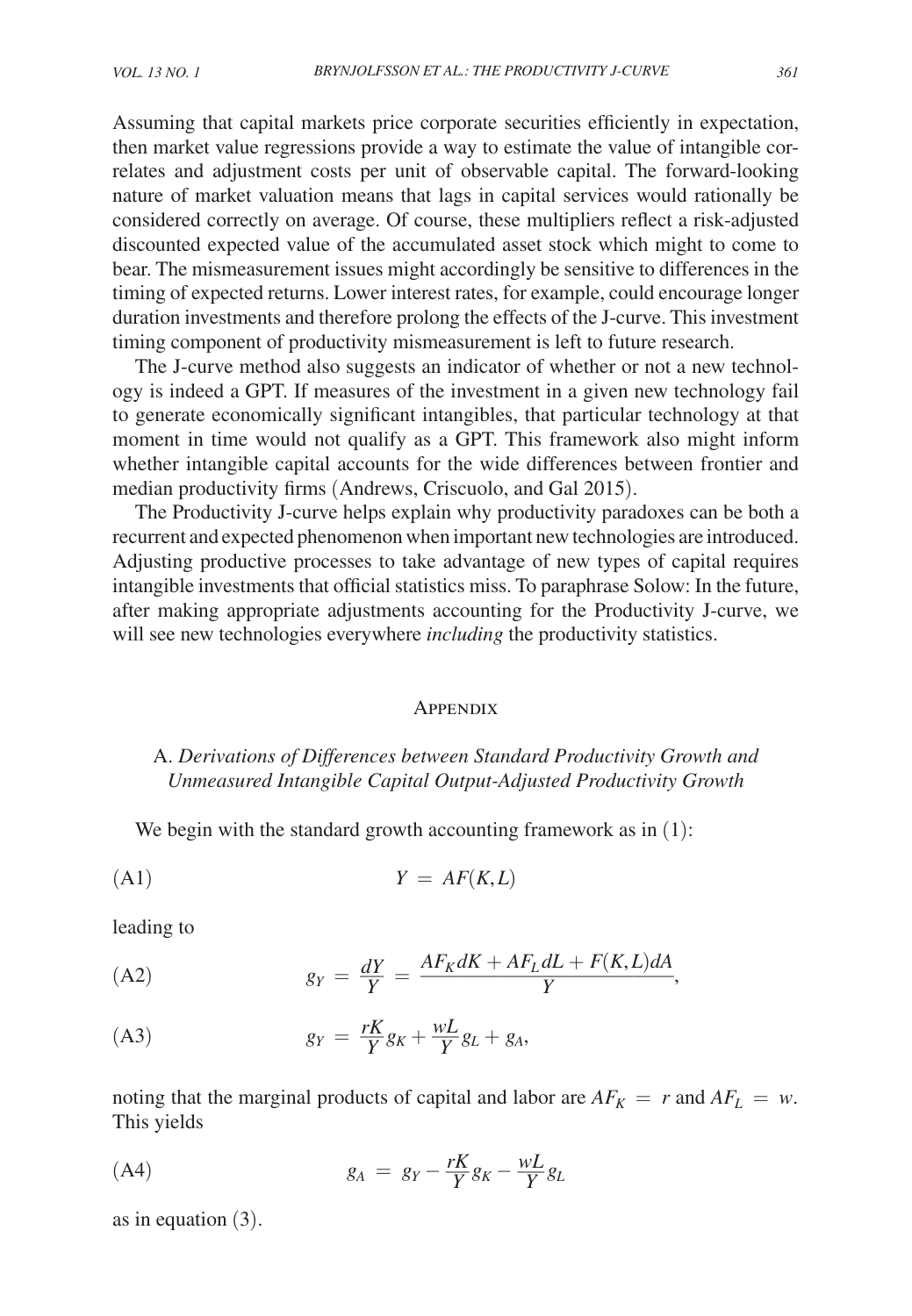Assuming that capital markets price corporate securities efficiently in expectation, then market value regressions provide a way to estimate the value of intangible correlates and adjustment costs per unit of observable capital. The forward-looking nature of market valuation means that lags in capital services would rationally be considered correctly on average. Of course, these multipliers reflect a risk-adjusted discounted expected value of the accumulated asset stock which might to come to bear. The mismeasurement issues might accordingly be sensitive to differences in the timing of expected returns. Lower interest rates, for example, could encourage longer duration investments and therefore prolong the effects of the J-curve. This investment timing component of productivity mismeasurement is left to future research.

The J-curve method also suggests an indicator of whether or not a new technology is indeed a GPT. If measures of the investment in a given new technology fail to generate economically significant intangibles, that particular technology at that moment in time would not qualify as a GPT. This framework also might inform whether intangible capital accounts for the wide differences between frontier and median productivity firms (Andrews, Criscuolo, and Gal 2015).

The Productivity J-curve helps explain why productivity paradoxes can be both a recurrent and expected phenomenon when important new technologies are introduced. Adjusting productive processes to take advantage of new types of capital requires intangible investments that official statistics miss. To paraphrase Solow: In the future, after making appropriate adjustments accounting for the Productivity J-curve, we will see new technologies everywhere *including* the productivity statistics.

## Appendix

### A. *Derivations of Differences between Standard Productivity Growth and Unmeasured Intangible Capital Output-Adjusted Productivity Growth*

We begin with the standard growth accounting framework as in (1):

$$Y = AF(K,L) \tag{A1}$$

leading to

$$g_Y = \frac{dY}{Y} = \frac{AF_K dK + AF_L dL + F(K,L)dA}{Y}, \tag{A2}$$

$$g_Y = \frac{rK}{Y}g_K + \frac{wL}{Y}g_L + g_A, \tag{A3}$$

noting that the marginal products of capital and labor are $AF_K = r$ and $AF_L = w$. This yields

$$g_A = g_Y - \frac{rK}{Y}g_K - \frac{wL}{Y}g_L \tag{A4}$$

as in equation (3).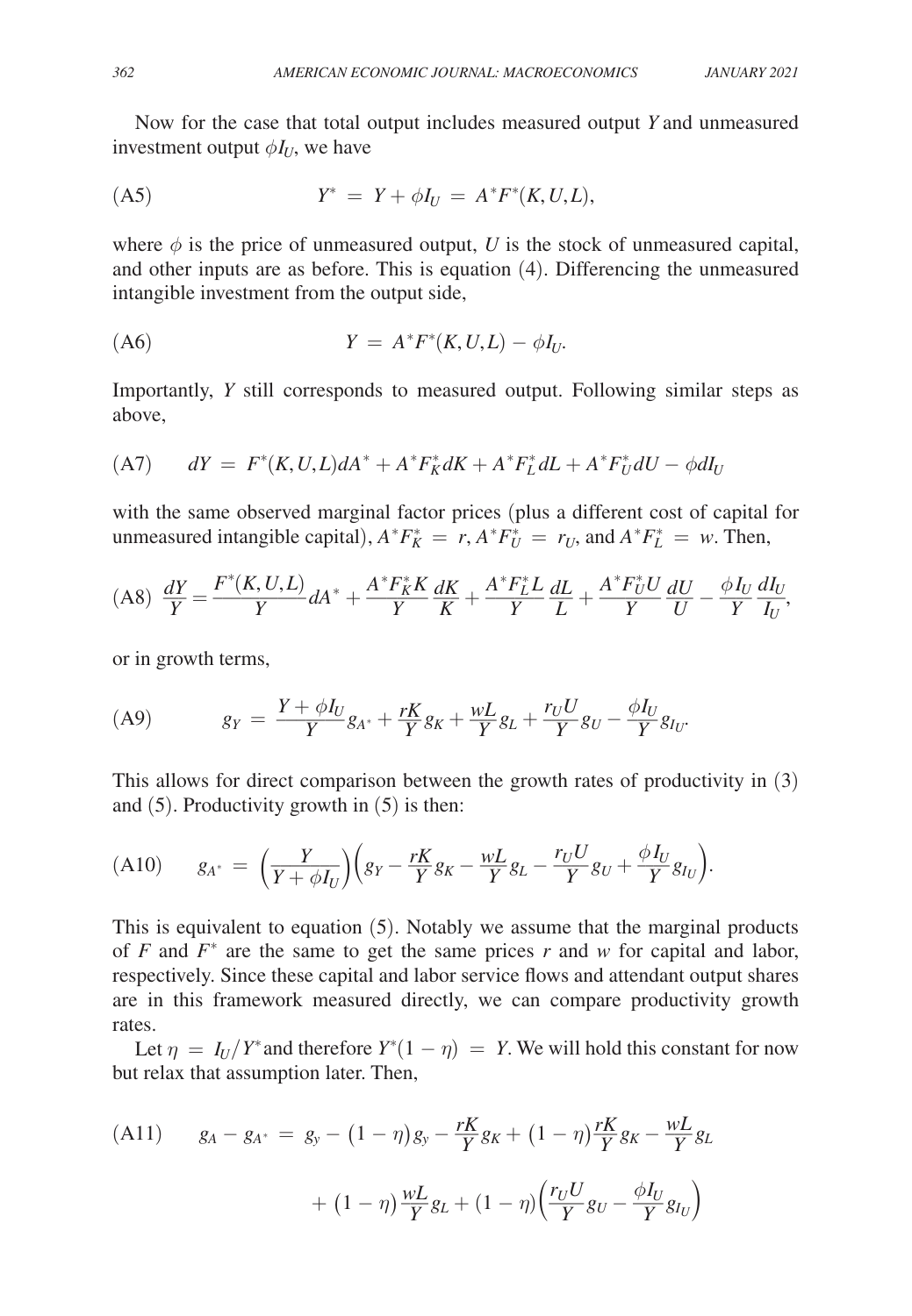Now for the case that total output includes measured output $Y$ and unmeasured investment output $\phi I_U$, we have

$$Y^* = Y + \phi I_U = A^* F^*(K, U, L), \tag{A5}$$

where $\phi$ is the price of unmeasured output, $U$ is the stock of unmeasured capital, and other inputs are as before. This is equation (4). Differencing the unmeasured intangible investment from the output side,

$$Y = A^* F^*(K, U, L) - \phi I_U. \tag{A6}$$

Importantly, $Y$ still corresponds to measured output. Following similar steps as above,

$$dY = F^*(K, U, L) dA^* + A^* F_K^* dK + A^* F_L^* dL + A^* F_U^* dU - \phi dI_U \tag{A7}$$

with the same observed marginal factor prices (plus a different cost of capital for unmeasured intangible capital), $A^* F_K^* = r$, $A^* F_U^* = r_U$, and $A^* F_L^* = w$. Then,

$$\frac{dY}{Y} = \frac{F^*(K, U, L)}{Y} dA^* + \frac{A^* F_K^* K}{Y} \frac{dK}{K} + \frac{A^* F_L^* L}{Y} \frac{dL}{L} + \frac{A^* F_U^* U}{Y} \frac{dU}{U} - \frac{\phi I_U}{Y} \frac{dI_U}{I_U}, \tag{A8}$$

or in growth terms,

$$g_Y = \frac{Y + \phi I_U}{Y} g_{A^*} + \frac{rK}{Y} g_K + \frac{wL}{Y} g_L + \frac{r_U U}{Y} g_U - \frac{\phi I_U}{Y} g_{I_U}. \tag{A9}$$

This allows for direct comparison between the growth rates of productivity in (3) and (5). Productivity growth in (5) is then:

$$g_{A^*} = \left(\frac{Y}{Y + \phi I_U}\right)\left(g_Y - \frac{rK}{Y} g_K - \frac{wL}{Y} g_L - \frac{r_U U}{Y} g_U + \frac{\phi I_U}{Y} g_{I_U}\right). \tag{A10}$$

This is equivalent to equation (5). Notably we assume that the marginal products of $F$ and $F^*$ are the same to get the same prices $r$ and $w$ for capital and labor, respectively. Since these capital and labor service flows and attendant output shares are in this framework measured directly, we can compare productivity growth rates.

Let $\eta = I_U / Y^*$ and therefore $Y^*(1 - \eta) = Y$. We will hold this constant for now but relax that assumption later. Then,

$$g_A - g_{A^*} = g_y - (1 - \eta) g_y - \frac{rK}{Y} g_K + (1 - \eta) \frac{rK}{Y} g_K - \frac{wL}{Y} g_L + (1 - \eta) \frac{wL}{Y} g_L + (1 - \eta)\left(\frac{r_U U}{Y} g_U - \frac{\phi I_U}{Y} g_{I_U}\right) \tag{A11}$$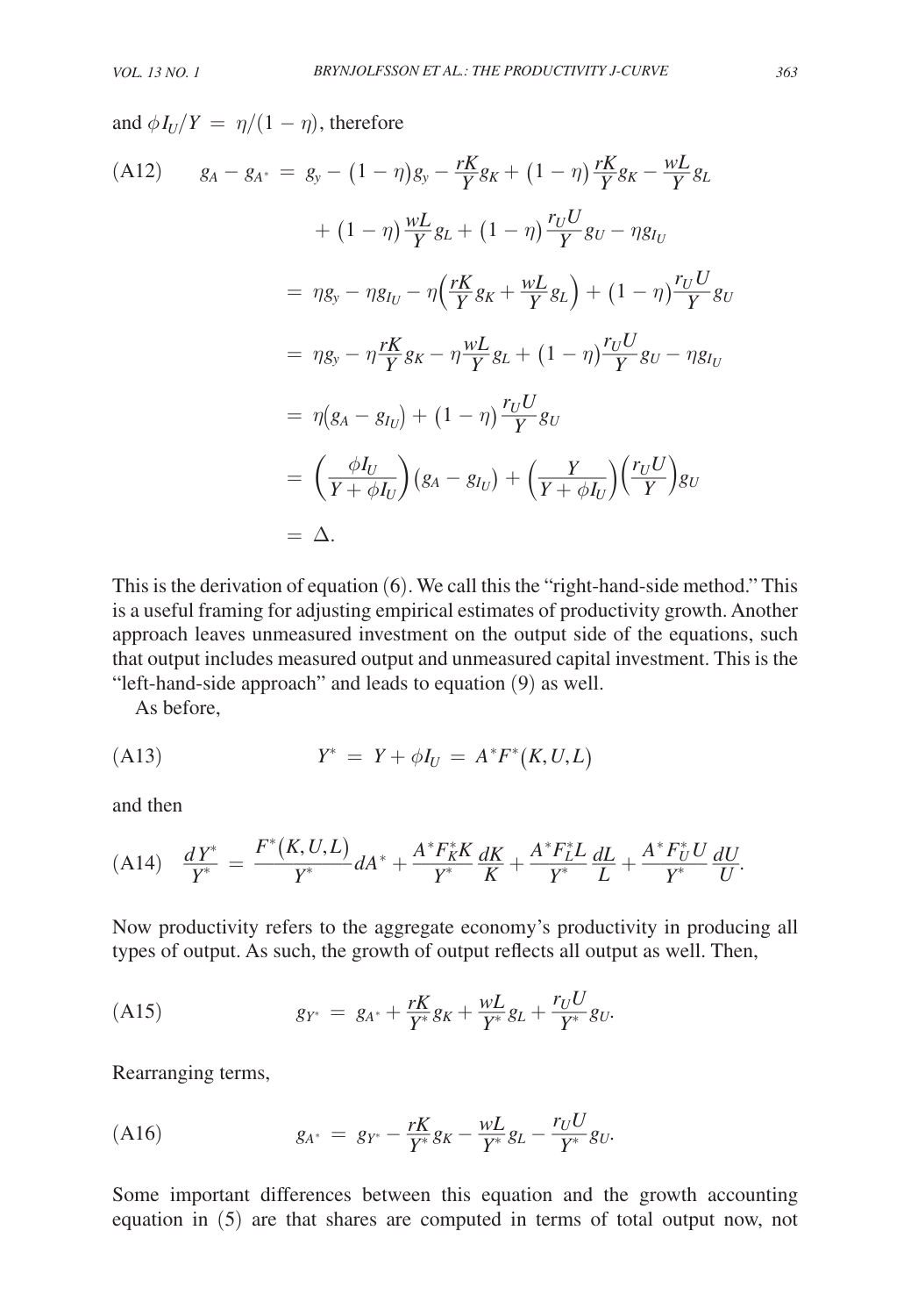and $\phi I_U/Y = \eta/(1-\eta)$, therefore

$$
\begin{aligned}
\text{(A12)} \qquad g_A - g_{A^*} &= g_y - (1-\eta) g_y - \frac{rK}{Y} g_K + (1-\eta)\frac{rK}{Y} g_K - \frac{wL}{Y} g_L \\
&\quad + (1-\eta)\frac{wL}{Y} g_L + (1-\eta)\frac{r_U U}{Y} g_U - \eta g_{I_U} \\
&= \eta g_y - \eta g_{I_U} - \eta\left(\frac{rK}{Y} g_K + \frac{wL}{Y} g_L\right) + (1-\eta)\frac{r_U U}{Y} g_U \\
&= \eta g_y - \eta \frac{rK}{Y} g_K - \eta \frac{wL}{Y} g_L + (1-\eta)\frac{r_U U}{Y} g_U - \eta g_{I_U} \\
&= \eta\left(g_A - g_{I_U}\right) + (1-\eta)\frac{r_U U}{Y} g_U \\
&= \left(\frac{\phi I_U}{Y + \phi I_U}\right)\left(g_A - g_{I_U}\right) + \left(\frac{Y}{Y + \phi I_U}\right)\left(\frac{r_U U}{Y}\right) g_U \\
&= \Delta.
\end{aligned}
$$

This is the derivation of equation (6). We call this the "right-hand-side method." This is a useful framing for adjusting empirical estimates of productivity growth. Another approach leaves unmeasured investment on the output side of the equations, such that output includes measured output and unmeasured capital investment. This is the "left-hand-side approach" and leads to equation (9) as well.

As before,

$$
\text{(A13)} \qquad Y^* = Y + \phi I_U = A^* F^*(K, U, L)
$$

and then

$$
\text{(A14)} \qquad \frac{dY^*}{Y^*} = \frac{F^*(K,U,L)}{Y^*} dA^* + \frac{A^* F_K^* K}{Y^*}\frac{dK}{K} + \frac{A^* F_L^* L}{Y^*}\frac{dL}{L} + \frac{A^* F_U^* U}{Y^*}\frac{dU}{U}.
$$

Now productivity refers to the aggregate economy's productivity in producing all types of output. As such, the growth of output reflects all output as well. Then,

$$
\text{(A15)} \qquad g_{Y^*} = g_{A^*} + \frac{rK}{Y^*} g_K + \frac{wL}{Y^*} g_L + \frac{r_U U}{Y^*} g_U.
$$

Rearranging terms,

$$
\text{(A16)} \qquad g_{A^*} = g_{Y^*} - \frac{rK}{Y^*} g_K - \frac{wL}{Y^*} g_L - \frac{r_U U}{Y^*} g_U.
$$

Some important differences between this equation and the growth accounting equation in (5) are that shares are computed in terms of total output now, not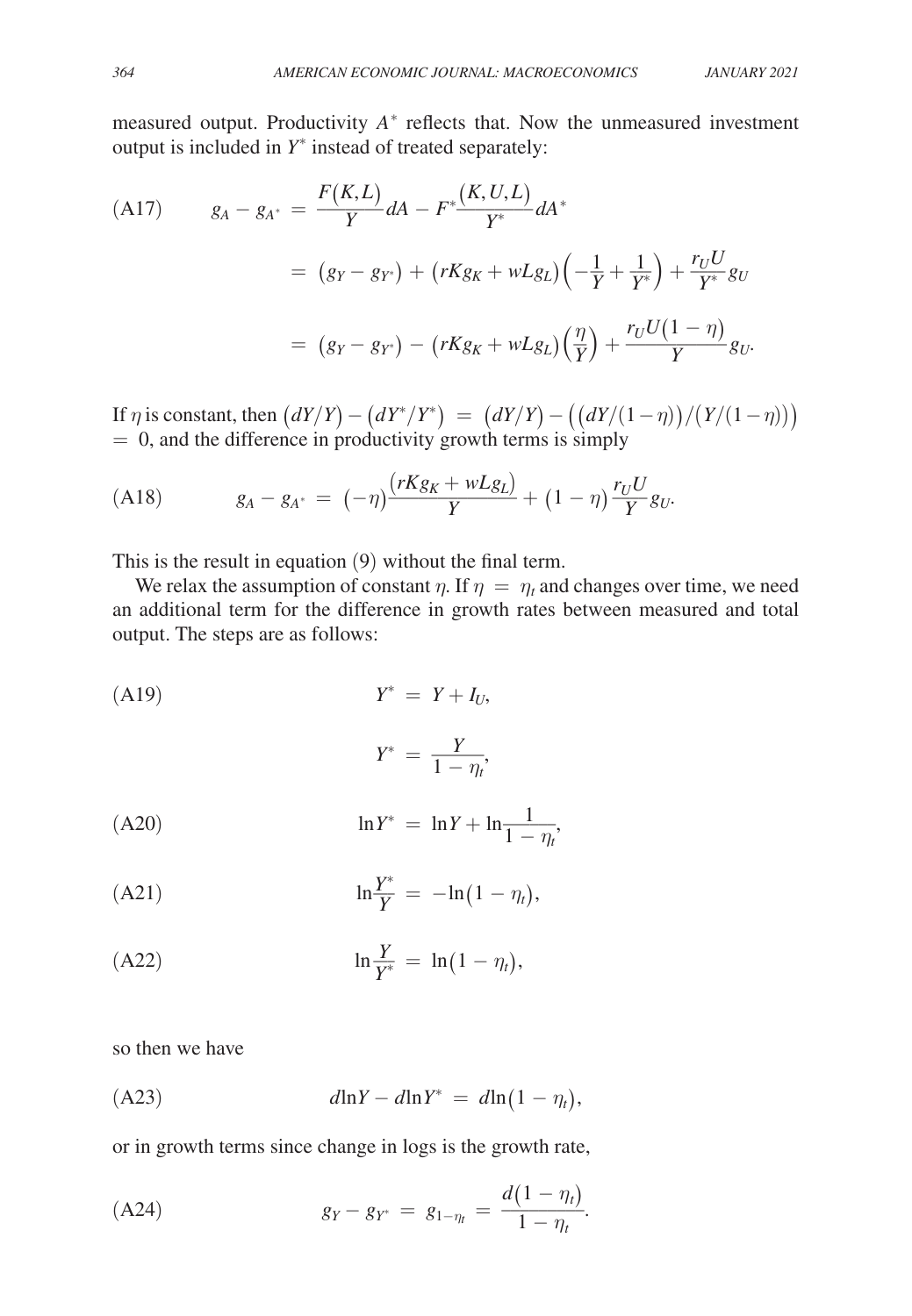measured output. Productivity $A^*$ reflects that. Now the unmeasured investment output is included in $Y^*$ instead of treated separately:

$$
\begin{aligned}
\text{(A17)} \qquad g_A - g_{A^*} &= \frac{F(K,L)}{Y} dA - F^* \frac{(K,U,L)}{Y^*} dA^* \\
&= (g_Y - g_{Y^*}) + (rKg_K + wLg_L)\left(-\frac{1}{Y} + \frac{1}{Y^*}\right) + \frac{r_U U}{Y^*} g_U \\
&= (g_Y - g_{Y^*}) - (rKg_K + wLg_L)\left(\frac{\eta}{Y}\right) + \frac{r_U U(1-\eta)}{Y} g_U.
\end{aligned}
$$

If $\eta$ is constant, then $(dY/Y) - (dY^*/Y^*) = (dY/Y) - \left((dY/(1-\eta))/(Y/(1-\eta))\right) = 0$, and the difference in productivity growth terms is simply

$$
\text{(A18)} \qquad g_A - g_{A^*} = (-\eta)\frac{(rKg_K + wLg_L)}{Y} + (1-\eta)\frac{r_U U}{Y} g_U.
$$

This is the result in equation (9) without the final term.

We relax the assumption of constant $\eta$. If $\eta = \eta_t$ and changes over time, we need an additional term for the difference in growth rates between measured and total output. The steps are as follows:

$$
\text{(A19)} \qquad Y^* = Y + I_U,
$$

$$
Y^* = \frac{Y}{1-\eta_t},
$$

$$
\text{(A20)} \qquad \ln Y^* = \ln Y + \ln \frac{1}{1-\eta_t},
$$

$$
\text{(A21)} \qquad \ln \frac{Y^*}{Y} = -\ln(1-\eta_t),
$$

$$
\text{(A22)} \qquad \ln \frac{Y}{Y^*} = \ln(1-\eta_t),
$$

so then we have

$$
\text{(A23)} \qquad d\ln Y - d\ln Y^* = d\ln(1-\eta_t),
$$

or in growth terms since change in logs is the growth rate,

$$
\text{(A24)} \qquad g_Y - g_{Y^*} = g_{1-\eta_t} = \frac{d(1-\eta_t)}{1-\eta_t}.
$$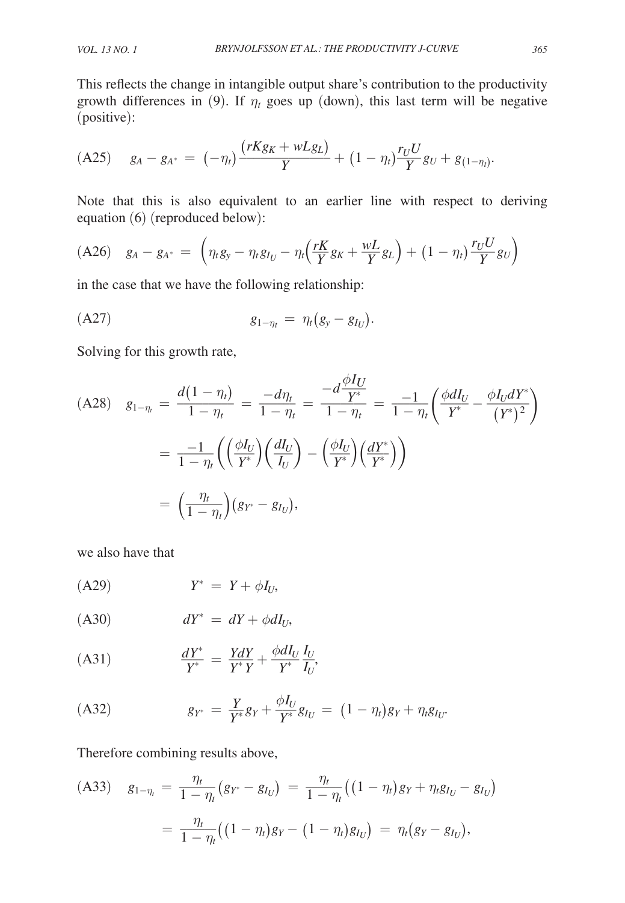This reflects the change in intangible output share's contribution to the productivity growth differences in (9). If $\eta_t$ goes up (down), this last term will be negative (positive):

$$g_A - g_{A^*} = (-\eta_t)\frac{(rKg_K + wLg_L)}{Y} + (1-\eta_t)\frac{r_U U}{Y} g_U + g_{(1-\eta_t)}. \tag{A25}$$

Note that this is also equivalent to an earlier line with respect to deriving equation (6) (reproduced below):

$$g_A - g_{A^*} = \left(\eta_t g_y - \eta_t g_{I_U} - \eta_t\left(\frac{rK}{Y}g_K + \frac{wL}{Y}g_L\right) + (1-\eta_t)\frac{r_U U}{Y}g_U\right) \tag{A26}$$

in the case that we have the following relationship:

$$g_{1-\eta_t} = \eta_t(g_y - g_{I_U}). \tag{A27}$$

Solving for this growth rate,

$$\begin{aligned}
g_{1-\eta_t} &= \frac{d(1-\eta_t)}{1-\eta_t} = \frac{-d\eta_t}{1-\eta_t} = \frac{-d\frac{\phi I_U}{Y^*}}{1-\eta_t} = \frac{-1}{1-\eta_t}\left(\frac{\phi dI_U}{Y^*} - \frac{\phi I_U dY^*}{(Y^*)^2}\right) \\
&= \frac{-1}{1-\eta_t}\left(\left(\frac{\phi I_U}{Y^*}\right)\left(\frac{dI_U}{I_U}\right) - \left(\frac{\phi I_U}{Y^*}\right)\left(\frac{dY^*}{Y^*}\right)\right) \\
&= \left(\frac{\eta_t}{1-\eta_t}\right)(g_{Y^*} - g_{I_U}),
\end{aligned} \tag{A28}$$

we also have that

$$Y^* = Y + \phi I_U, \tag{A29}$$

$$dY^* = dY + \phi dI_U, \tag{A30}$$

$$\frac{dY^*}{Y^*} = \frac{YdY}{Y^*Y} + \frac{\phi dI_U}{Y^*}\frac{I_U}{I_U}, \tag{A31}$$

$$g_{Y^*} = \frac{Y}{Y^*}g_Y + \frac{\phi I_U}{Y^*}g_{I_U} = (1-\eta_t)g_Y + \eta_t g_{I_U}. \tag{A32}$$

Therefore combining results above,

$$\begin{aligned}
g_{1-\eta_t} &= \frac{\eta_t}{1-\eta_t}(g_{Y^*} - g_{I_U}) = \frac{\eta_t}{1-\eta_t}\left((1-\eta_t)g_Y + \eta_t g_{I_U} - g_{I_U}\right) \\
&= \frac{\eta_t}{1-\eta_t}\left((1-\eta_t)g_Y - (1-\eta_t)g_{I_U}\right) = \eta_t(g_Y - g_{I_U}),
\end{aligned} \tag{A33}$$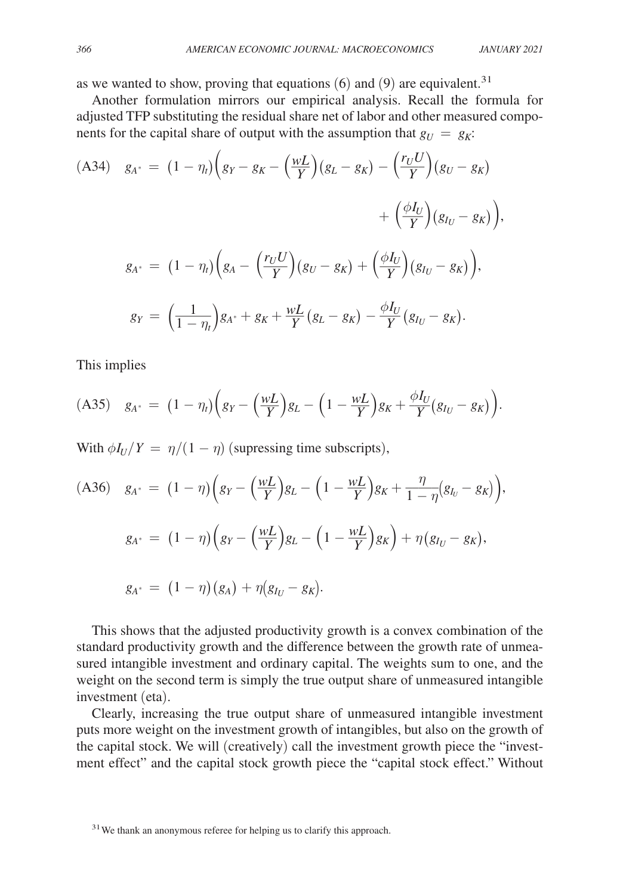as we wanted to show, proving that equations (6) and (9) are equivalent.[31]

Another formulation mirrors our empirical analysis. Recall the formula for adjusted TFP substituting the residual share net of labor and other measured components for the capital share of output with the assumption that $g_U = g_K$:

$$\text{(A34)} \quad g_{A^*} = (1-\eta_t)\left(g_Y - g_K - \left(\frac{wL}{Y}\right)(g_L - g_K) - \left(\frac{r_U U}{Y}\right)(g_U - g_K) + \left(\frac{\phi I_U}{Y}\right)(g_{I_U} - g_K)\right),$$

$$g_{A^*} = (1-\eta_t)\left(g_A - \left(\frac{r_U U}{Y}\right)(g_U - g_K) + \left(\frac{\phi I_U}{Y}\right)(g_{I_U} - g_K)\right),$$

$$g_Y = \left(\frac{1}{1-\eta_t}\right)g_{A^*} + g_K + \frac{wL}{Y}(g_L - g_K) - \frac{\phi I_U}{Y}(g_{I_U} - g_K).$$

This implies

$$\text{(A35)} \quad g_{A^*} = (1-\eta_t)\left(g_Y - \left(\frac{wL}{Y}\right)g_L - \left(1 - \frac{wL}{Y}\right)g_K + \frac{\phi I_U}{Y}(g_{I_U} - g_K)\right).$$

With $\phi I_U / Y = \eta/(1-\eta)$ (supressing time subscripts),

$$\text{(A36)} \quad g_{A^*} = (1-\eta)\left(g_Y - \left(\frac{wL}{Y}\right)g_L - \left(1 - \frac{wL}{Y}\right)g_K + \frac{\eta}{1-\eta}(g_{I_U} - g_K)\right),$$

$$g_{A^*} = (1-\eta)\left(g_Y - \left(\frac{wL}{Y}\right)g_L - \left(1 - \frac{wL}{Y}\right)g_K\right) + \eta(g_{I_U} - g_K),$$

$$g_{A^*} = (1-\eta)(g_A) + \eta(g_{I_U} - g_K).$$

This shows that the adjusted productivity growth is a convex combination of the standard productivity growth and the difference between the growth rate of unmeasured intangible investment and ordinary capital. The weights sum to one, and the weight on the second term is simply the true output share of unmeasured intangible investment (eta).

Clearly, increasing the true output share of unmeasured intangible investment puts more weight on the investment growth of intangibles, but also on the growth of the capital stock. We will (creatively) call the investment growth piece the "investment effect" and the capital stock growth piece the "capital stock effect." Without

[31] We thank an anonymous referee for helping us to clarify this approach.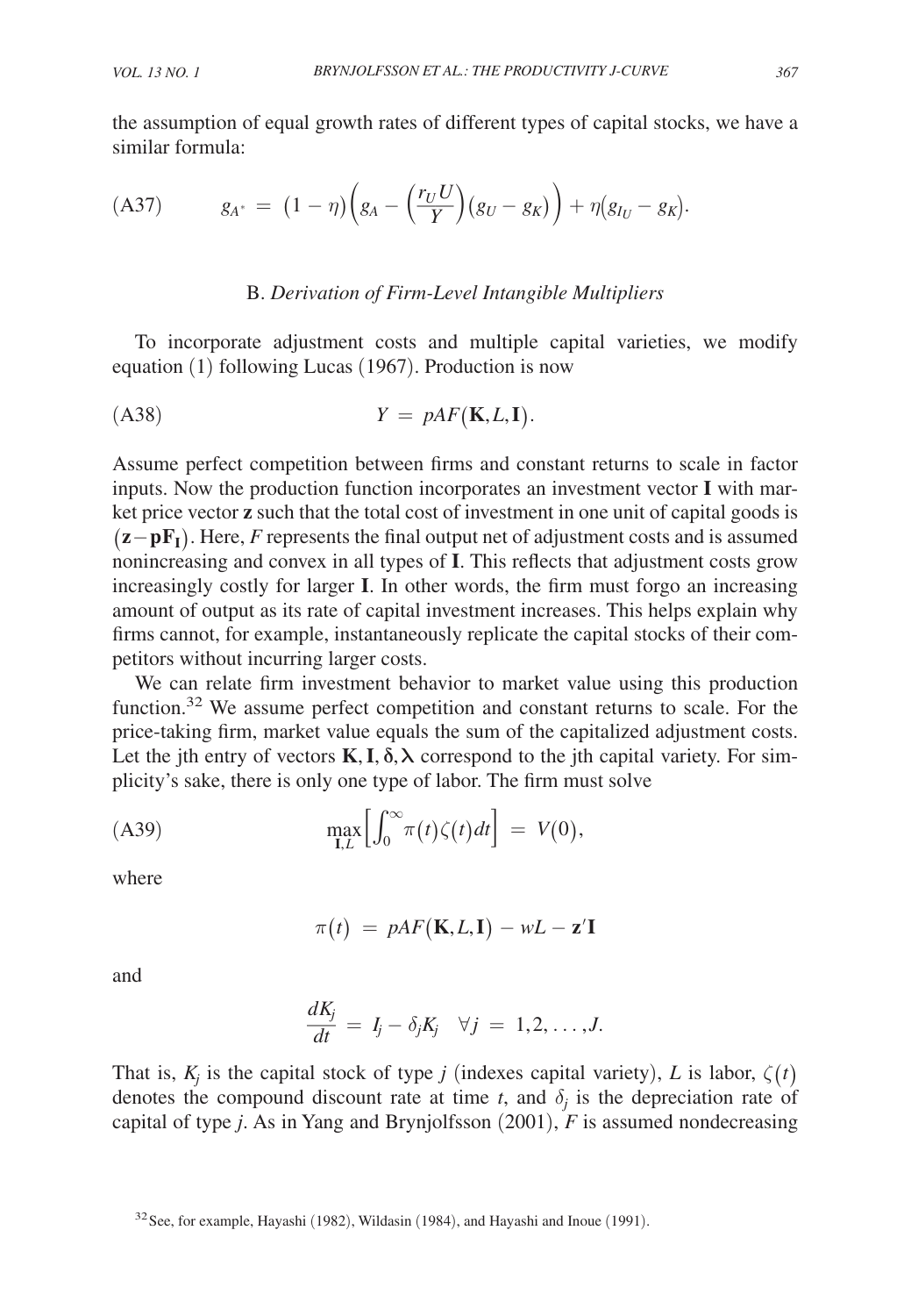the assumption of equal growth rates of different types of capital stocks, we have a similar formula:

$$g_{A^*} = (1-\eta)\left(g_A - \left(\frac{r_U U}{Y}\right)(g_U - g_K)\right) + \eta\left(g_{I_U} - g_K\right). \tag{A37}$$

### B. *Derivation of Firm-Level Intangible Multipliers*

To incorporate adjustment costs and multiple capital varieties, we modify equation (1) following Lucas (1967). Production is now

$$Y = pAF(\mathbf{K}, L, \mathbf{I}). \tag{A38}$$

Assume perfect competition between firms and constant returns to scale in factor inputs. Now the production function incorporates an investment vector $\mathbf{I}$ with market price vector $\mathbf{z}$ such that the total cost of investment in one unit of capital goods is $(\mathbf{z} - \mathbf{pF_I})$. Here, $F$ represents the final output net of adjustment costs and is assumed nonincreasing and convex in all types of $\mathbf{I}$. This reflects that adjustment costs grow increasingly costly for larger $\mathbf{I}$. In other words, the firm must forgo an increasing amount of output as its rate of capital investment increases. This helps explain why firms cannot, for example, instantaneously replicate the capital stocks of their competitors without incurring larger costs.

We can relate firm investment behavior to market value using this production function.[32] We assume perfect competition and constant returns to scale. For the price-taking firm, market value equals the sum of the capitalized adjustment costs. Let the jth entry of vectors $\mathbf{K}, \mathbf{I}, \boldsymbol{\delta}, \boldsymbol{\lambda}$ correspond to the jth capital variety. For simplicity's sake, there is only one type of labor. The firm must solve

$$\max_{\mathbf{I}, L}\left[\int_0^\infty \pi(t)\zeta(t)dt\right] = V(0), \tag{A39}$$

where

$$\pi(t) = pAF(\mathbf{K}, L, \mathbf{I}) - wL - \mathbf{z}'\mathbf{I}$$

and

$$\frac{dK_j}{dt} = I_j - \delta_j K_j \quad \forall j = 1, 2, \ldots, J.$$

That is, $K_j$ is the capital stock of type $j$ (indexes capital variety), $L$ is labor, $\zeta(t)$ denotes the compound discount rate at time $t$, and $\delta_j$ is the depreciation rate of capital of type $j$. As in Yang and Brynjolfsson (2001), $F$ is assumed nondecreasing

[32] See, for example, Hayashi (1982), Wildasin (1984), and Hayashi and Inoue (1991).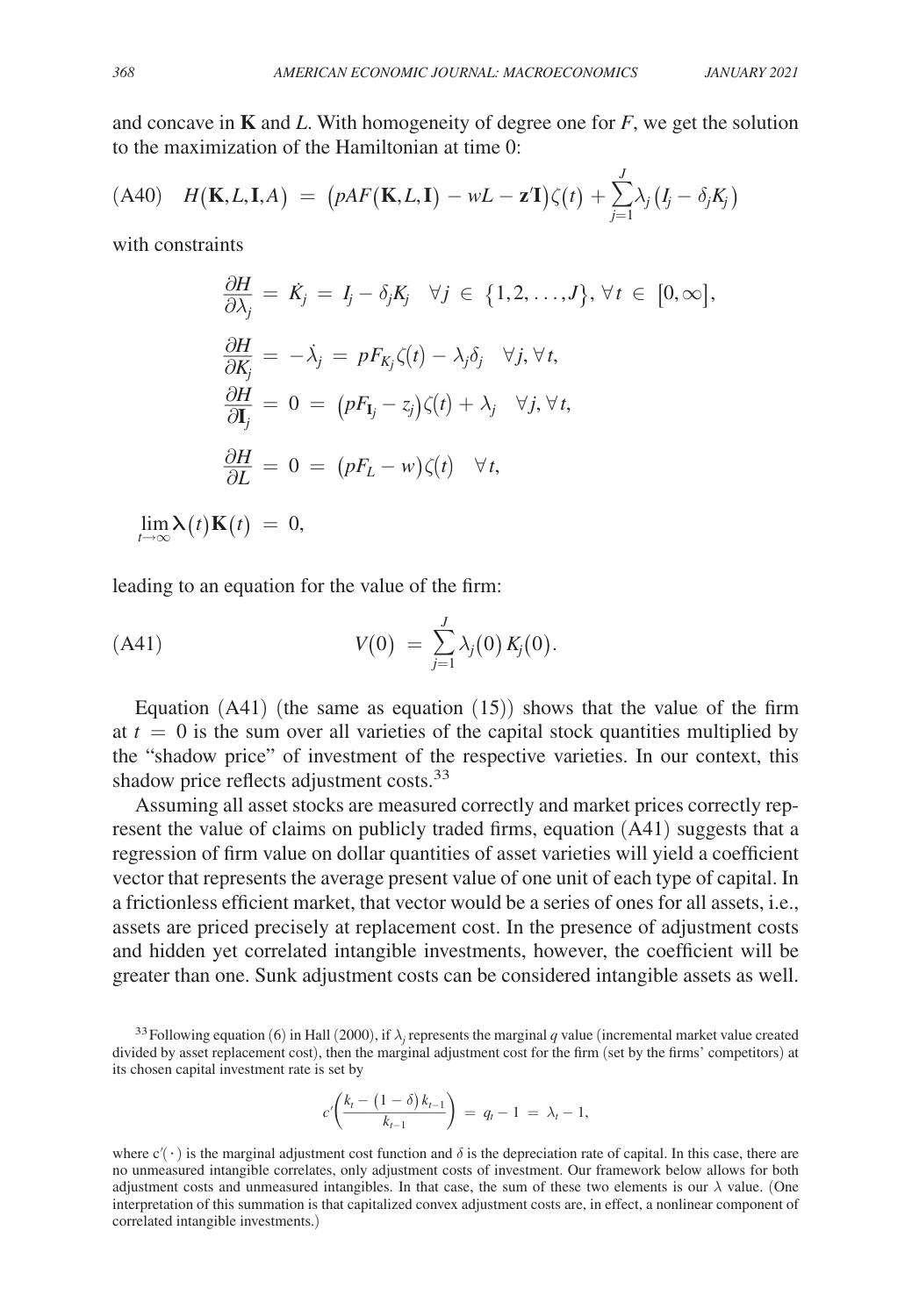and concave in $\mathbf{K}$ and $L$. With homogeneity of degree one for $F$, we get the solution to the maximization of the Hamiltonian at time 0:

$$H(\mathbf{K}, L, \mathbf{I}, A) = \left(pAF(\mathbf{K}, L, \mathbf{I}) - wL - \mathbf{z}'\mathbf{I}\right)\zeta(t) + \sum_{j=1}^{J} \lambda_j \left(I_j - \delta_j K_j\right) \tag{A40}$$

with constraints

$$\frac{\partial H}{\partial \lambda_j} = \dot{K}_j = I_j - \delta_j K_j \quad \forall j \in \{1, 2, \ldots, J\}, \forall t \in [0, \infty],$$

$$\frac{\partial H}{\partial K_j} = -\dot{\lambda}_j = pF_{K_j}\zeta(t) - \lambda_j \delta_j \quad \forall j, \forall t,$$

$$\frac{\partial H}{\partial \mathbf{I}_j} = 0 = \left(pF_{\mathbf{I}_j} - z_j\right)\zeta(t) + \lambda_j \quad \forall j, \forall t,$$

$$\frac{\partial H}{\partial L} = 0 = \left(pF_L - w\right)\zeta(t) \quad \forall t,$$

$$\lim_{t \to \infty} \boldsymbol{\lambda}(t)\mathbf{K}(t) = 0,$$

leading to an equation for the value of the firm:

$$V(0) = \sum_{j=1}^{J} \lambda_j(0)\, K_j(0). \tag{A41}$$

Equation (A41) (the same as equation (15)) shows that the value of the firm at $t = 0$ is the sum over all varieties of the capital stock quantities multiplied by the "shadow price" of investment of the respective varieties. In our context, this shadow price reflects adjustment costs.[33]

Assuming all asset stocks are measured correctly and market prices correctly represent the value of claims on publicly traded firms, equation (A41) suggests that a regression of firm value on dollar quantities of asset varieties will yield a coefficient vector that represents the average present value of one unit of each type of capital. In a frictionless efficient market, that vector would be a series of ones for all assets, i.e., assets are priced precisely at replacement cost. In the presence of adjustment costs and hidden yet correlated intangible investments, however, the coefficient will be greater than one. Sunk adjustment costs can be considered intangible assets as well.

[33] Following equation (6) in Hall (2000), if $\lambda_j$ represents the marginal $q$ value (incremental market value created divided by asset replacement cost), then the marginal adjustment cost for the firm (set by the firms' competitors) at its chosen capital investment rate is set by

$$c'\left(\frac{k_t - (1-\delta)k_{t-1}}{k_{t-1}}\right) = q_t - 1 = \lambda_t - 1,$$

where $c'(\cdot)$ is the marginal adjustment cost function and $\delta$ is the depreciation rate of capital. In this case, there are no unmeasured intangible correlates, only adjustment costs of investment. Our framework below allows for both adjustment costs and unmeasured intangibles. In that case, the sum of these two elements is our $\lambda$ value. (One interpretation of this summation is that capitalized convex adjustment costs are, in effect, a nonlinear component of correlated intangible investments.)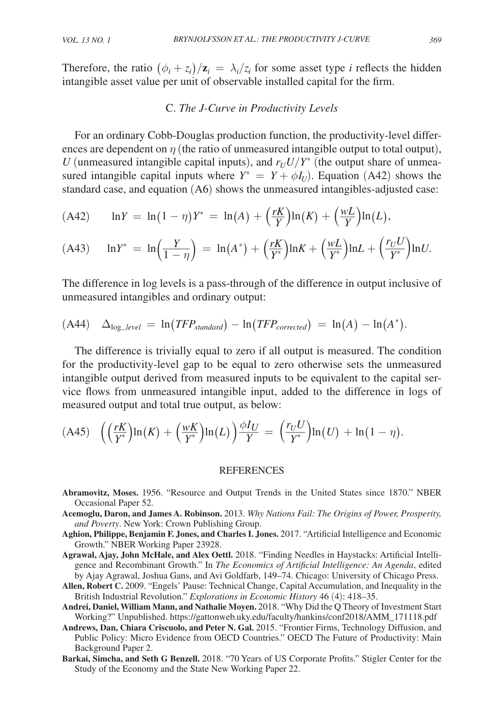Therefore, the ratio $(\phi_i + z_i)/\mathbf{z}_i = \lambda_i/z_i$ for some asset type $i$ reflects the hidden intangible asset value per unit of observable installed capital for the firm.

### C. *The J-Curve in Productivity Levels*

For an ordinary Cobb-Douglas production function, the productivity-level differences are dependent on $\eta$ (the ratio of unmeasured intangible output to total output), $U$ (unmeasured intangible capital inputs), and $r_U U / Y^*$ (the output share of unmeasured intangible capital inputs where $Y^* = Y + \phi I_U$). Equation (A42) shows the standard case, and equation (A6) shows the unmeasured intangibles-adjusted case:

$$\text{(A42)} \qquad \ln Y = \ln(1-\eta) Y^* = \ln(A) + \left(\frac{rK}{Y}\right)\ln(K) + \left(\frac{wL}{Y}\right)\ln(L),$$

$$\text{(A43)} \qquad \ln Y^* = \ln\left(\frac{Y}{1-\eta}\right) = \ln(A^*) + \left(\frac{rK}{Y^*}\right)\ln K + \left(\frac{wL}{Y^*}\right)\ln L + \left(\frac{r_U U}{Y^*}\right)\ln U.$$

The difference in log levels is a pass-through of the difference in output inclusive of unmeasured intangibles and ordinary output:

$$\text{(A44)} \quad \Delta_{\log\_level} = \ln(TFP_{standard}) - \ln(TFP_{corrected}) = \ln(A) - \ln(A^*).$$

The difference is trivially equal to zero if all output is measured. The condition for the productivity-level gap to be equal to zero otherwise sets the unmeasured intangible output derived from measured inputs to be equivalent to the capital service flows from unmeasured intangible input, added to the difference in logs of measured output and total true output, as below:

$$\text{(A45)} \quad \left(\left(\frac{rK}{Y^*}\right)\ln(K) + \left(\frac{wK}{Y^*}\right)\ln(L)\right)\frac{\phi I_U}{Y} = \left(\frac{r_U U}{Y^*}\right)\ln(U) + \ln(1-\eta).$$

## REFERENCES

**Abramovitz, Moses.** 1956. "Resource and Output Trends in the United States since 1870." NBER Occasional Paper 52.

**Acemoglu, Daron, and James A. Robinson.** 2013. *Why Nations Fail: The Origins of Power, Prosperity, and Poverty*. New York: Crown Publishing Group.

**Aghion, Philippe, Benjamin F. Jones, and Charles I. Jones.** 2017. "Artificial Intelligence and Economic Growth." NBER Working Paper 23928.

**Agrawal, Ajay, John McHale, and Alex Oettl.** 2018. "Finding Needles in Haystacks: Artificial Intelligence and Recombinant Growth." In *The Economics of Artificial Intelligence: An Agenda*, edited by Ajay Agrawal, Joshua Gans, and Avi Goldfarb, 149–74. Chicago: University of Chicago Press.

**Allen, Robert C.** 2009. "Engels' Pause: Technical Change, Capital Accumulation, and Inequality in the British Industrial Revolution." *Explorations in Economic History* 46 (4): 418–35.

**Andrei, Daniel, William Mann, and Nathalie Moyen.** 2018. "Why Did the Q Theory of Investment Start Working?" Unpublished. https://gattonweb.uky.edu/faculty/hankins/conf2018/AMM_171118.pdf

**Andrews, Dan, Chiara Criscuolo, and Peter N. Gal.** 2015. "Frontier Firms, Technology Diffusion, and Public Policy: Micro Evidence from OECD Countries." OECD The Future of Productivity: Main Background Paper 2.

**Barkai, Simcha, and Seth G Benzell.** 2018. "70 Years of US Corporate Profits." Stigler Center for the Study of the Economy and the State New Working Paper 22.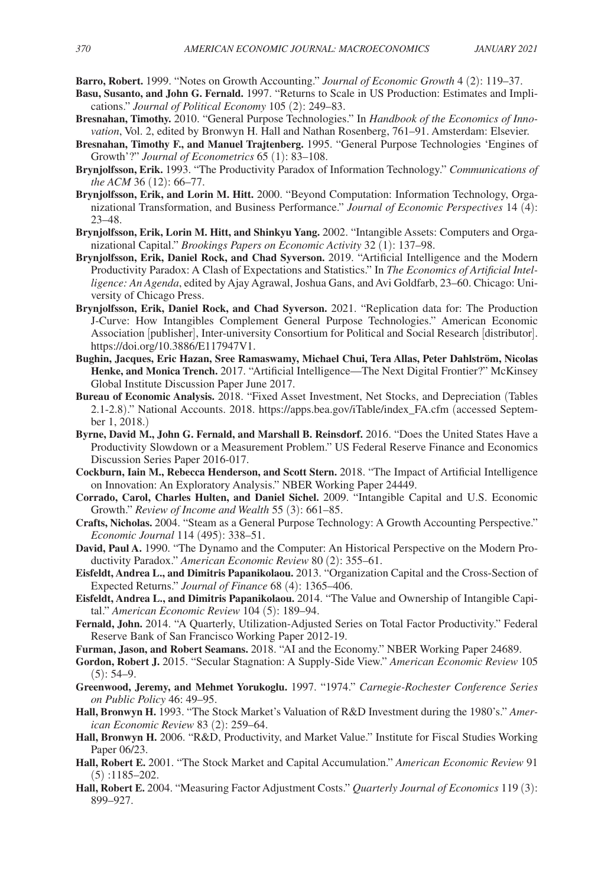**Barro, Robert.** 1999. "Notes on Growth Accounting." *Journal of Economic Growth* 4 (2): 119–37.

**Basu, Susanto, and John G. Fernald.** 1997. "Returns to Scale in US Production: Estimates and Implications." *Journal of Political Economy* 105 (2): 249–83.

**Bresnahan, Timothy.** 2010. "General Purpose Technologies." In *Handbook of the Economics of Innovation*, Vol. 2, edited by Bronwyn H. Hall and Nathan Rosenberg, 761–91. Amsterdam: Elsevier.

**Bresnahan, Timothy F., and Manuel Trajtenberg.** 1995. "General Purpose Technologies 'Engines of Growth'?" *Journal of Econometrics* 65 (1): 83–108.

**Brynjolfsson, Erik.** 1993. "The Productivity Paradox of Information Technology." *Communications of the ACM* 36 (12): 66–77.

**Brynjolfsson, Erik, and Lorin M. Hitt.** 2000. "Beyond Computation: Information Technology, Organizational Transformation, and Business Performance." *Journal of Economic Perspectives* 14 (4): 23–48.

**Brynjolfsson, Erik, Lorin M. Hitt, and Shinkyu Yang.** 2002. "Intangible Assets: Computers and Organizational Capital." *Brookings Papers on Economic Activity* 32 (1): 137–98.

**Brynjolfsson, Erik, Daniel Rock, and Chad Syverson.** 2019. "Artificial Intelligence and the Modern Productivity Paradox: A Clash of Expectations and Statistics." In *The Economics of Artificial Intelligence: An Agenda*, edited by Ajay Agrawal, Joshua Gans, and Avi Goldfarb, 23–60. Chicago: University of Chicago Press.

**Brynjolfsson, Erik, Daniel Rock, and Chad Syverson.** 2021. "Replication data for: The Production J-Curve: How Intangibles Complement General Purpose Technologies." American Economic Association [publisher], Inter-university Consortium for Political and Social Research [distributor]. https://doi.org/10.3886/E117947V1.

**Bughin, Jacques, Eric Hazan, Sree Ramaswamy, Michael Chui, Tera Allas, Peter Dahlström, Nicolas Henke, and Monica Trench.** 2017. "Artificial Intelligence—The Next Digital Frontier?" McKinsey Global Institute Discussion Paper June 2017.

**Bureau of Economic Analysis.** 2018. "Fixed Asset Investment, Net Stocks, and Depreciation (Tables 2.1-2.8)." National Accounts. 2018. https://apps.bea.gov/iTable/index_FA.cfm (accessed September 1, 2018.)

**Byrne, David M., John G. Fernald, and Marshall B. Reinsdorf.** 2016. "Does the United States Have a Productivity Slowdown or a Measurement Problem." US Federal Reserve Finance and Economics Discussion Series Paper 2016-017.

**Cockburn, Iain M., Rebecca Henderson, and Scott Stern.** 2018. "The Impact of Artificial Intelligence on Innovation: An Exploratory Analysis." NBER Working Paper 24449.

**Corrado, Carol, Charles Hulten, and Daniel Sichel.** 2009. "Intangible Capital and U.S. Economic Growth." *Review of Income and Wealth* 55 (3): 661–85.

**Crafts, Nicholas.** 2004. "Steam as a General Purpose Technology: A Growth Accounting Perspective." *Economic Journal* 114 (495): 338–51.

**David, Paul A.** 1990. "The Dynamo and the Computer: An Historical Perspective on the Modern Productivity Paradox." *American Economic Review* 80 (2): 355–61.

**Eisfeldt, Andrea L., and Dimitris Papanikolaou.** 2013. "Organization Capital and the Cross-Section of Expected Returns." *Journal of Finance* 68 (4): 1365–406.

**Eisfeldt, Andrea L., and Dimitris Papanikolaou.** 2014. "The Value and Ownership of Intangible Capital." *American Economic Review* 104 (5): 189–94.

**Fernald, John.** 2014. "A Quarterly, Utilization-Adjusted Series on Total Factor Productivity." Federal Reserve Bank of San Francisco Working Paper 2012-19.

**Furman, Jason, and Robert Seamans.** 2018. "AI and the Economy." NBER Working Paper 24689.

**Gordon, Robert J.** 2015. "Secular Stagnation: A Supply-Side View." *American Economic Review* 105 (5): 54–9.

**Greenwood, Jeremy, and Mehmet Yorukoglu.** 1997. "1974." *Carnegie-Rochester Conference Series on Public Policy* 46: 49–95.

**Hall, Bronwyn H.** 1993. "The Stock Market's Valuation of R&D Investment during the 1980's." *American Economic Review* 83 (2): 259–64.

**Hall, Bronwyn H.** 2006. "R&D, Productivity, and Market Value." Institute for Fiscal Studies Working Paper 06/23.

**Hall, Robert E.** 2001. "The Stock Market and Capital Accumulation." *American Economic Review* 91 (5) :1185–202.

**Hall, Robert E.** 2004. "Measuring Factor Adjustment Costs." *Quarterly Journal of Economics* 119 (3): 899–927.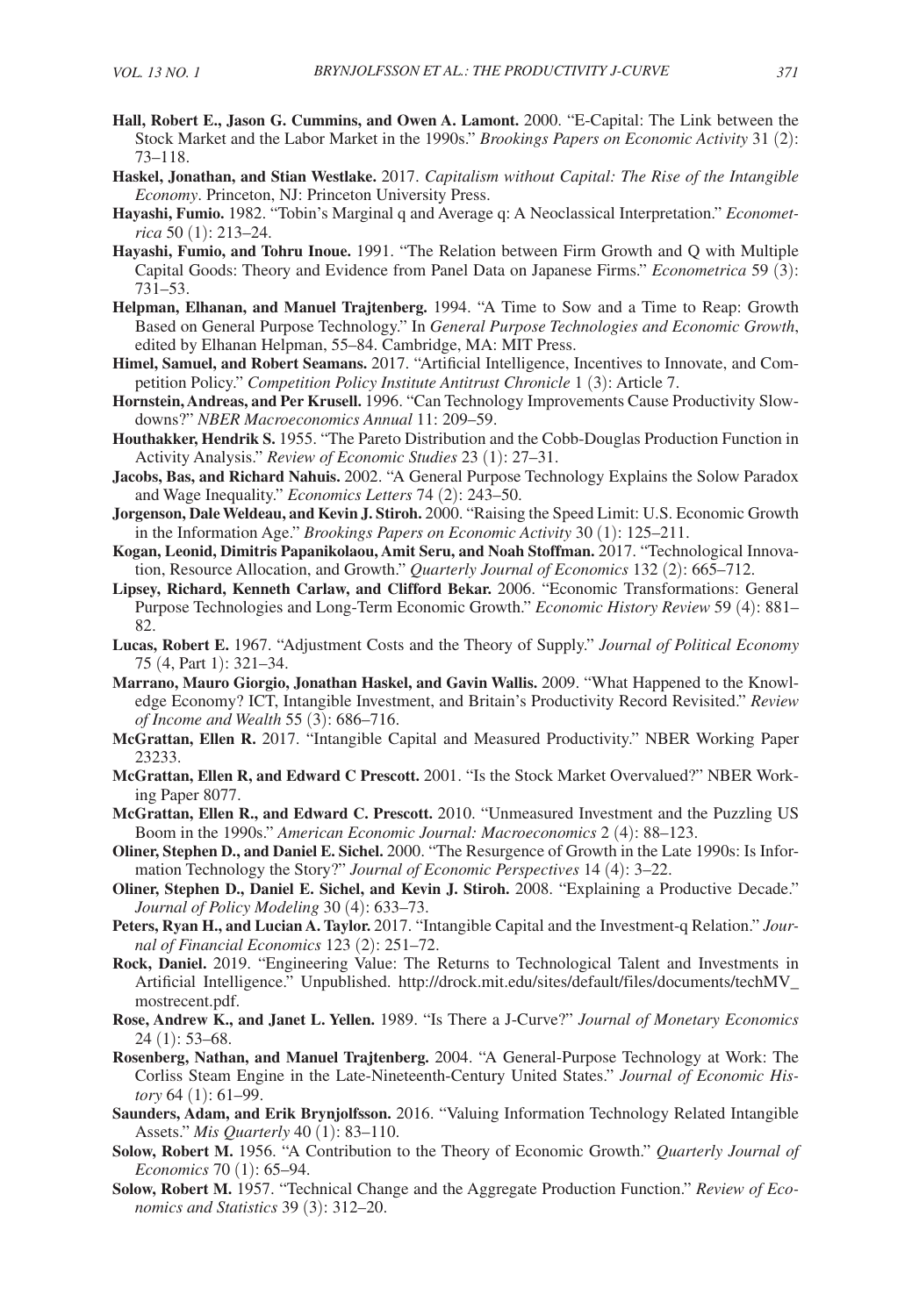**Hall, Robert E., Jason G. Cummins, and Owen A. Lamont.** 2000. "E-Capital: The Link between the Stock Market and the Labor Market in the 1990s." *Brookings Papers on Economic Activity* 31 (2): 73–118.

**Haskel, Jonathan, and Stian Westlake.** 2017. *Capitalism without Capital: The Rise of the Intangible Economy*. Princeton, NJ: Princeton University Press.

**Hayashi, Fumio.** 1982. "Tobin's Marginal q and Average q: A Neoclassical Interpretation." *Econometrica* 50 (1): 213–24.

**Hayashi, Fumio, and Tohru Inoue.** 1991. "The Relation between Firm Growth and Q with Multiple Capital Goods: Theory and Evidence from Panel Data on Japanese Firms." *Econometrica* 59 (3): 731–53.

**Helpman, Elhanan, and Manuel Trajtenberg.** 1994. "A Time to Sow and a Time to Reap: Growth Based on General Purpose Technology." In *General Purpose Technologies and Economic Growth*, edited by Elhanan Helpman, 55–84. Cambridge, MA: MIT Press.

**Himel, Samuel, and Robert Seamans.** 2017. "Artificial Intelligence, Incentives to Innovate, and Competition Policy." *Competition Policy Institute Antitrust Chronicle* 1 (3): Article 7.

**Hornstein, Andreas, and Per Krusell.** 1996. "Can Technology Improvements Cause Productivity Slowdowns?" *NBER Macroeconomics Annual* 11: 209–59.

**Houthakker, Hendrik S.** 1955. "The Pareto Distribution and the Cobb-Douglas Production Function in Activity Analysis." *Review of Economic Studies* 23 (1): 27–31.

**Jacobs, Bas, and Richard Nahuis.** 2002. "A General Purpose Technology Explains the Solow Paradox and Wage Inequality." *Economics Letters* 74 (2): 243–50.

**Jorgenson, Dale Weldeau, and Kevin J. Stiroh.** 2000. "Raising the Speed Limit: U.S. Economic Growth in the Information Age." *Brookings Papers on Economic Activity* 30 (1): 125–211.

**Kogan, Leonid, Dimitris Papanikolaou, Amit Seru, and Noah Stoffman.** 2017. "Technological Innovation, Resource Allocation, and Growth." *Quarterly Journal of Economics* 132 (2): 665–712.

**Lipsey, Richard, Kenneth Carlaw, and Clifford Bekar.** 2006. "Economic Transformations: General Purpose Technologies and Long-Term Economic Growth." *Economic History Review* 59 (4): 881–82.

**Lucas, Robert E.** 1967. "Adjustment Costs and the Theory of Supply." *Journal of Political Economy* 75 (4, Part 1): 321–34.

**Marrano, Mauro Giorgio, Jonathan Haskel, and Gavin Wallis.** 2009. "What Happened to the Knowledge Economy? ICT, Intangible Investment, and Britain's Productivity Record Revisited." *Review of Income and Wealth* 55 (3): 686–716.

**McGrattan, Ellen R.** 2017. "Intangible Capital and Measured Productivity." NBER Working Paper 23233.

**McGrattan, Ellen R, and Edward C Prescott.** 2001. "Is the Stock Market Overvalued?" NBER Working Paper 8077.

**McGrattan, Ellen R., and Edward C. Prescott.** 2010. "Unmeasured Investment and the Puzzling US Boom in the 1990s." *American Economic Journal: Macroeconomics* 2 (4): 88–123.

**Oliner, Stephen D., and Daniel E. Sichel.** 2000. "The Resurgence of Growth in the Late 1990s: Is Information Technology the Story?" *Journal of Economic Perspectives* 14 (4): 3–22.

**Oliner, Stephen D., Daniel E. Sichel, and Kevin J. Stiroh.** 2008. "Explaining a Productive Decade." *Journal of Policy Modeling* 30 (4): 633–73.

**Peters, Ryan H., and Lucian A. Taylor.** 2017. "Intangible Capital and the Investment-q Relation." *Journal of Financial Economics* 123 (2): 251–72.

**Rock, Daniel.** 2019. "Engineering Value: The Returns to Technological Talent and Investments in Artificial Intelligence." Unpublished. http://drock.mit.edu/sites/default/files/documents/techMV_mostrecent.pdf.

**Rose, Andrew K., and Janet L. Yellen.** 1989. "Is There a J-Curve?" *Journal of Monetary Economics* 24 (1): 53–68.

**Rosenberg, Nathan, and Manuel Trajtenberg.** 2004. "A General-Purpose Technology at Work: The Corliss Steam Engine in the Late-Nineteenth-Century United States." *Journal of Economic History* 64 (1): 61–99.

**Saunders, Adam, and Erik Brynjolfsson.** 2016. "Valuing Information Technology Related Intangible Assets." *Mis Quarterly* 40 (1): 83–110.

**Solow, Robert M.** 1956. "A Contribution to the Theory of Economic Growth." *Quarterly Journal of Economics* 70 (1): 65–94.

**Solow, Robert M.** 1957. "Technical Change and the Aggregate Production Function." *Review of Economics and Statistics* 39 (3): 312–20.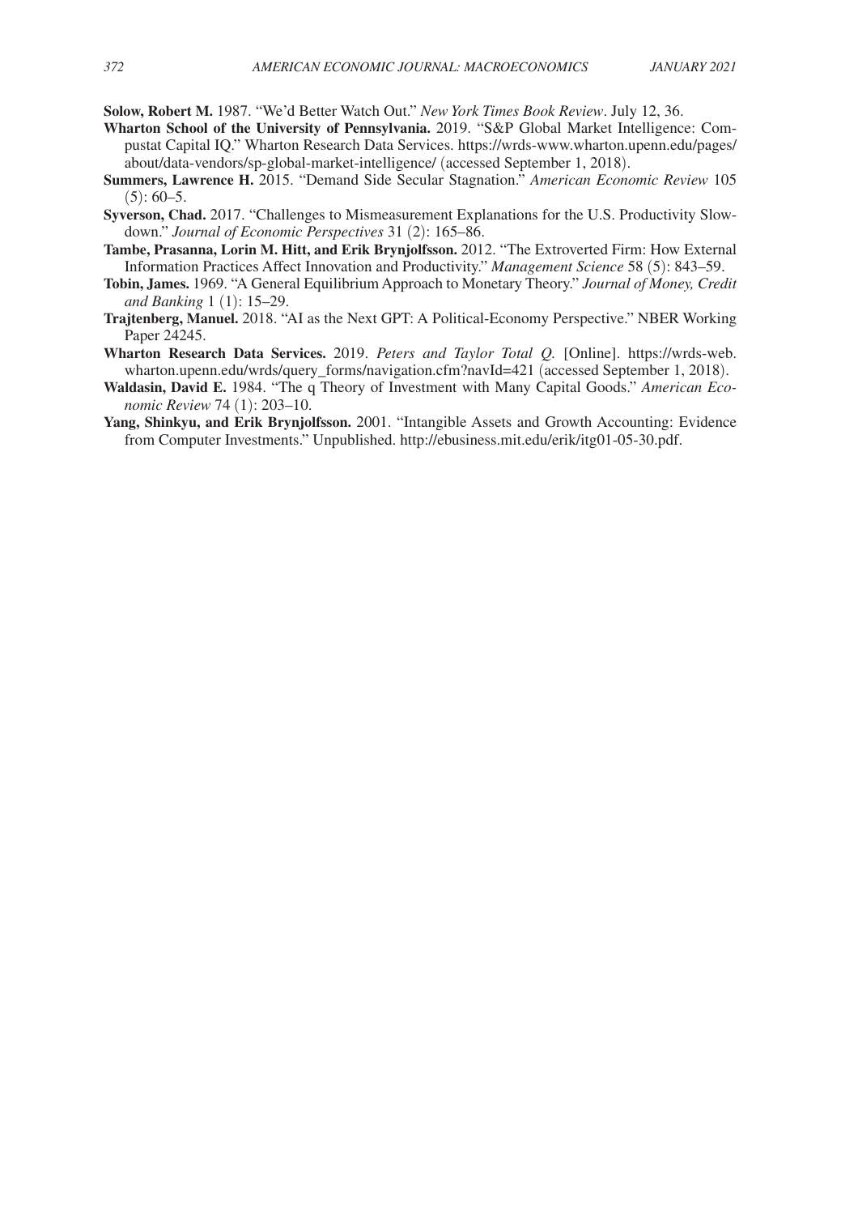**Solow, Robert M.** 1987. "We'd Better Watch Out." *New York Times Book Review*. July 12, 36.

**Wharton School of the University of Pennsylvania.** 2019. "S&P Global Market Intelligence: Compustat Capital IQ." Wharton Research Data Services. https://wrds-www.wharton.upenn.edu/pages/about/data-vendors/sp-global-market-intelligence/ (accessed September 1, 2018).

**Summers, Lawrence H.** 2015. "Demand Side Secular Stagnation." *American Economic Review* 105 (5): 60–5.

**Syverson, Chad.** 2017. "Challenges to Mismeasurement Explanations for the U.S. Productivity Slowdown." *Journal of Economic Perspectives* 31 (2): 165–86.

**Tambe, Prasanna, Lorin M. Hitt, and Erik Brynjolfsson.** 2012. "The Extroverted Firm: How External Information Practices Affect Innovation and Productivity." *Management Science* 58 (5): 843–59.

**Tobin, James.** 1969. "A General Equilibrium Approach to Monetary Theory." *Journal of Money, Credit and Banking* 1 (1): 15–29.

**Trajtenberg, Manuel.** 2018. "AI as the Next GPT: A Political-Economy Perspective." NBER Working Paper 24245.

**Wharton Research Data Services.** 2019. *Peters and Taylor Total Q.* [Online]. https://wrds-web.wharton.upenn.edu/wrds/query_forms/navigation.cfm?navId=421 (accessed September 1, 2018).

**Waldasin, David E.** 1984. "The q Theory of Investment with Many Capital Goods." *American Economic Review* 74 (1): 203–10.

**Yang, Shinkyu, and Erik Brynjolfsson.** 2001. "Intangible Assets and Growth Accounting: Evidence from Computer Investments." Unpublished. http://ebusiness.mit.edu/erik/itg01-05-30.pdf.